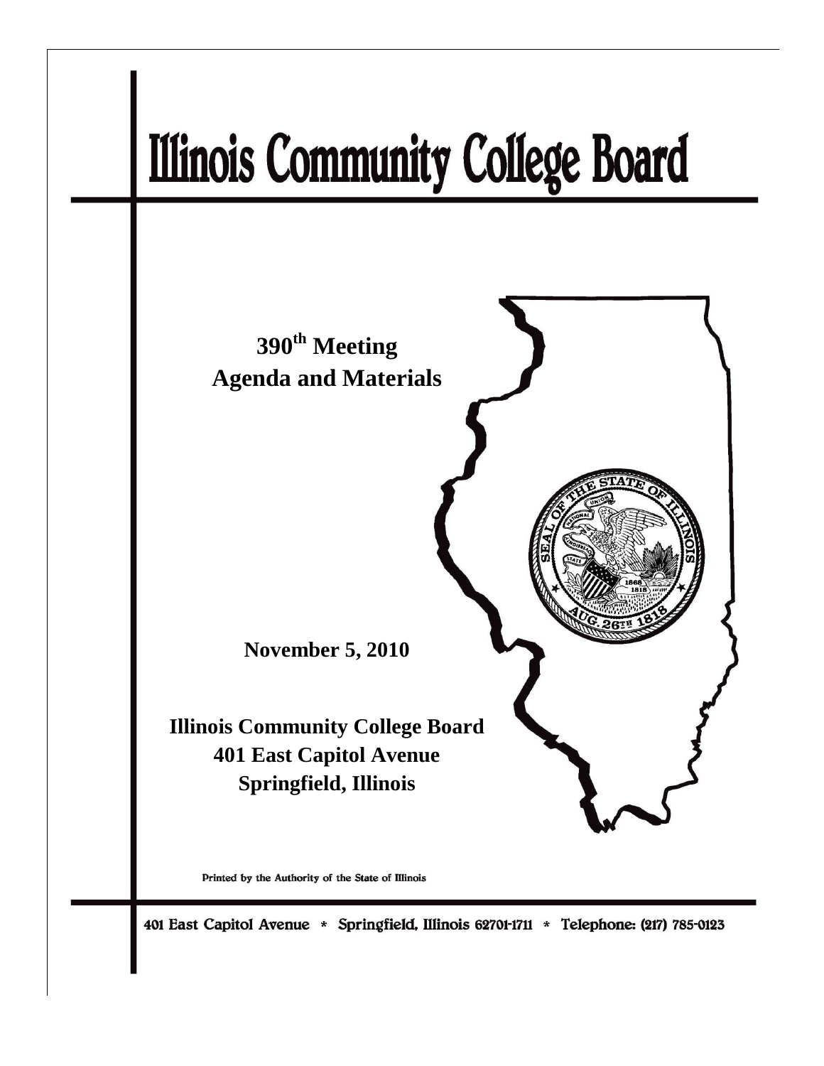# Illinois Community College Board

**390th Meeting**
**Agenda and Materials**

**November 5, 2010**

**Illinois Community College Board**
**401 East Capitol Avenue**
**Springfield, Illinois**

Printed by the Authority of the State of Illinois

401 East Capitol Avenue * Springfield, Illinois 62701-1711 * Telephone: (217) 785-0123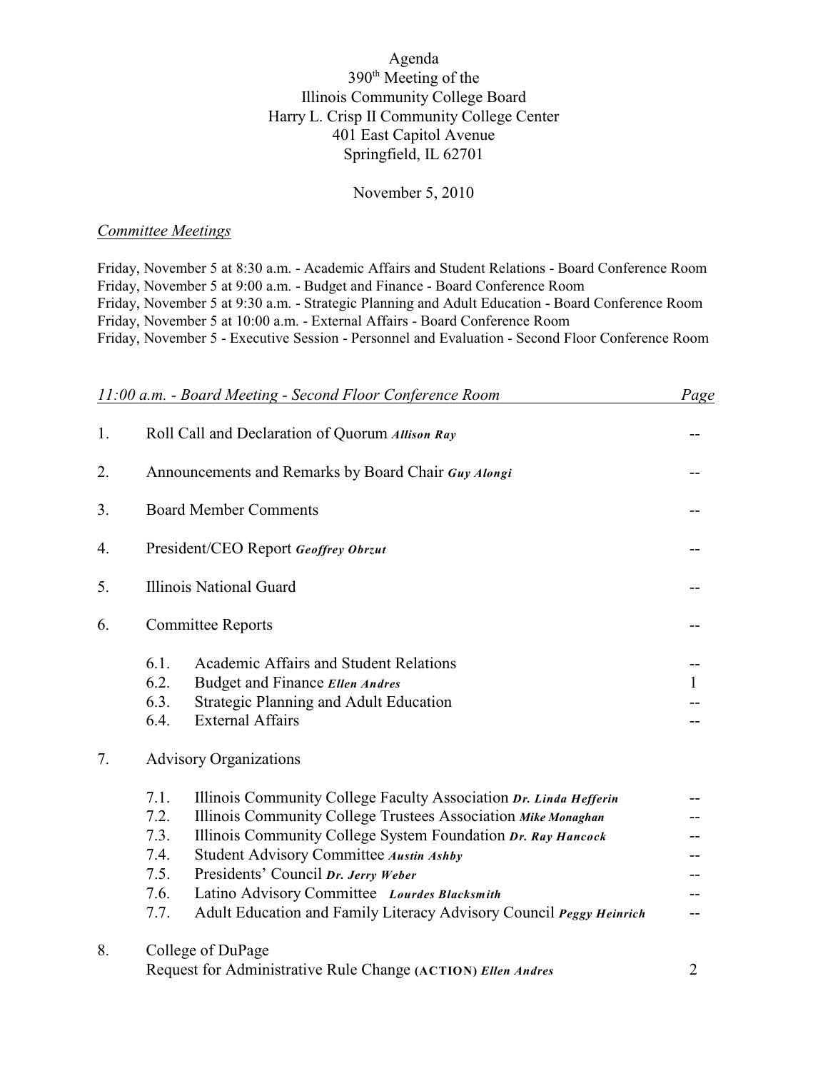# Agenda

## 390th Meeting of the Illinois Community College Board

Harry L. Crisp II Community College Center
401 East Capitol Avenue
Springfield, IL 62701

November 5, 2010

*Committee Meetings*

Friday, November 5 at 8:30 a.m. - Academic Affairs and Student Relations - Board Conference Room
Friday, November 5 at 9:00 a.m. - Budget and Finance - Board Conference Room
Friday, November 5 at 9:30 a.m. - Strategic Planning and Adult Education - Board Conference Room
Friday, November 5 at 10:00 a.m. - External Affairs - Board Conference Room
Friday, November 5 - Executive Session - Personnel and Evaluation - Second Floor Conference Room

| *11:00 a.m. - Board Meeting - Second Floor Conference Room* | | *Page* |
|---|---|---|
| 1. | Roll Call and Declaration of Quorum ***Allison Ray*** | -- |
| 2. | Announcements and Remarks by Board Chair ***Guy Alongi*** | -- |
| 3. | Board Member Comments | -- |
| 4. | President/CEO Report ***Geoffrey Obrzut*** | -- |
| 5. | Illinois National Guard | -- |
| 6. | Committee Reports | -- |
| | 6.1. Academic Affairs and Student Relations | -- |
| | 6.2. Budget and Finance ***Ellen Andres*** | 1 |
| | 6.3. Strategic Planning and Adult Education | -- |
| | 6.4. External Affairs | -- |
| 7. | Advisory Organizations | |
| | 7.1. Illinois Community College Faculty Association ***Dr. Linda Hefferin*** | -- |
| | 7.2. Illinois Community College Trustees Association ***Mike Monaghan*** | -- |
| | 7.3. Illinois Community College System Foundation ***Dr. Ray Hancock*** | -- |
| | 7.4. Student Advisory Committee ***Austin Ashby*** | -- |
| | 7.5. Presidents' Council ***Dr. Jerry Weber*** | -- |
| | 7.6. Latino Advisory Committee ***Lourdes Blacksmith*** | -- |
| | 7.7. Adult Education and Family Literacy Advisory Council ***Peggy Heinrich*** | -- |
| 8. | College of DuPage<br>Request for Administrative Rule Change **(ACTION)** ***Ellen Andres*** | 2 |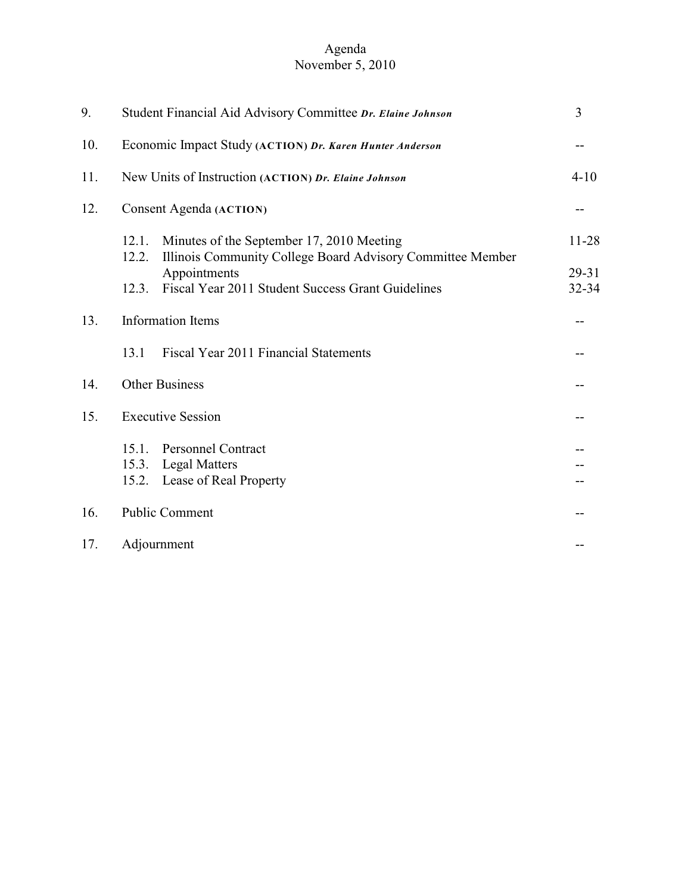Agenda
November 5, 2010

| | | |
|---|---|---|
| 9. | Student Financial Aid Advisory Committee ***Dr. Elaine Johnson*** | 3 |
| 10. | Economic Impact Study **(ACTION)** ***Dr. Karen Hunter Anderson*** | -- |
| 11. | New Units of Instruction **(ACTION)** ***Dr. Elaine Johnson*** | 4-10 |
| 12. | Consent Agenda **(ACTION)** | -- |
| | 12.1. Minutes of the September 17, 2010 Meeting | 11-28 |
| | 12.2. Illinois Community College Board Advisory Committee Member Appointments | 29-31 |
| | 12.3. Fiscal Year 2011 Student Success Grant Guidelines | 32-34 |
| 13. | Information Items | -- |
| | 13.1 Fiscal Year 2011 Financial Statements | -- |
| 14. | Other Business | -- |
| 15. | Executive Session | -- |
| | 15.1. Personnel Contract | -- |
| | 15.3. Legal Matters | -- |
| | 15.2. Lease of Real Property | -- |
| 16. | Public Comment | -- |
| 17. | Adjournment | -- |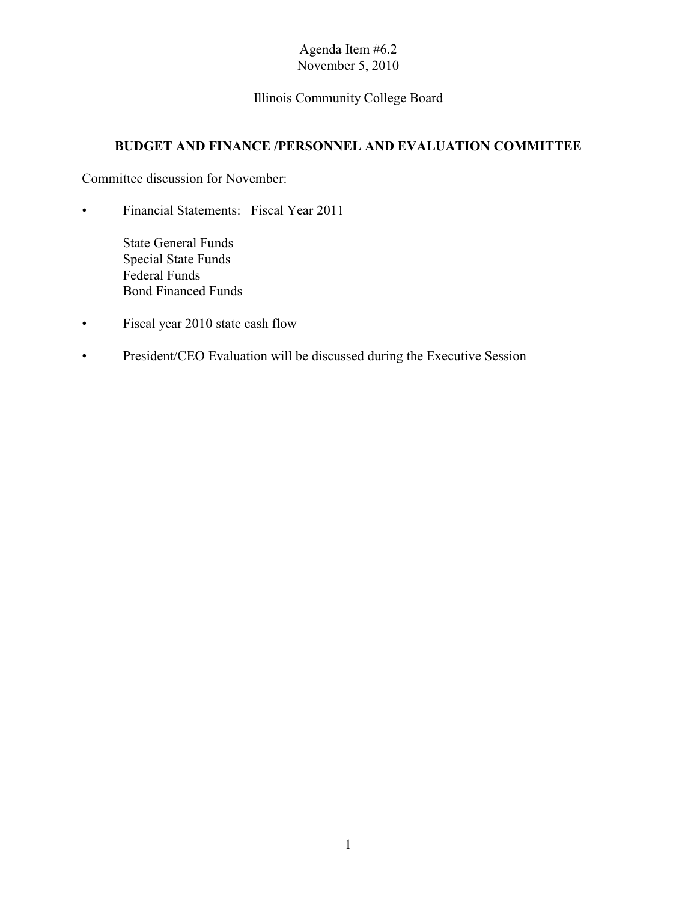Agenda Item #6.2
November 5, 2010

Illinois Community College Board

## BUDGET AND FINANCE /PERSONNEL AND EVALUATION COMMITTEE

Committee discussion for November:

- Financial Statements: Fiscal Year 2011

  State General Funds
  Special State Funds
  Federal Funds
  Bond Financed Funds

- Fiscal year 2010 state cash flow

- President/CEO Evaluation will be discussed during the Executive Session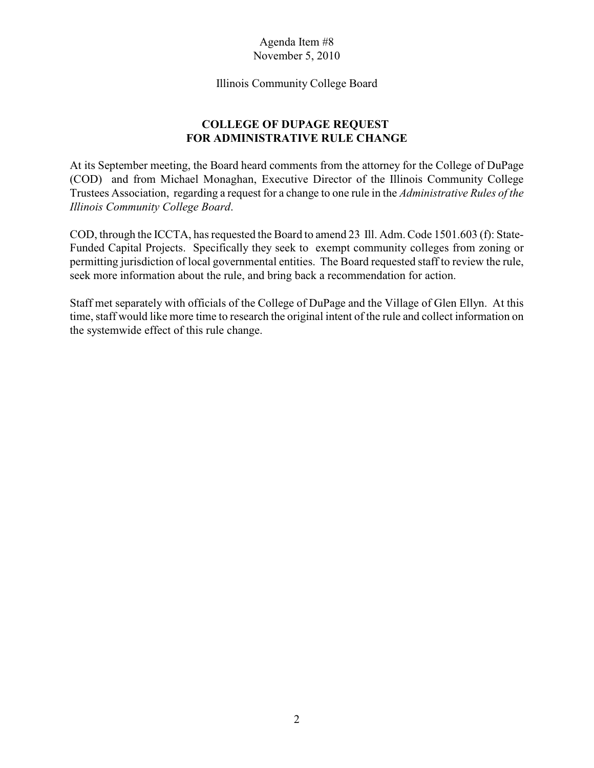Agenda Item #8
November 5, 2010

Illinois Community College Board

## COLLEGE OF DUPAGE REQUEST FOR ADMINISTRATIVE RULE CHANGE

At its September meeting, the Board heard comments from the attorney for the College of DuPage (COD) and from Michael Monaghan, Executive Director of the Illinois Community College Trustees Association, regarding a request for a change to one rule in the *Administrative Rules of the Illinois Community College Board*.

COD, through the ICCTA, has requested the Board to amend 23 Ill. Adm. Code 1501.603 (f): State-Funded Capital Projects. Specifically they seek to exempt community colleges from zoning or permitting jurisdiction of local governmental entities. The Board requested staff to review the rule, seek more information about the rule, and bring back a recommendation for action.

Staff met separately with officials of the College of DuPage and the Village of Glen Ellyn. At this time, staff would like more time to research the original intent of the rule and collect information on the systemwide effect of this rule change.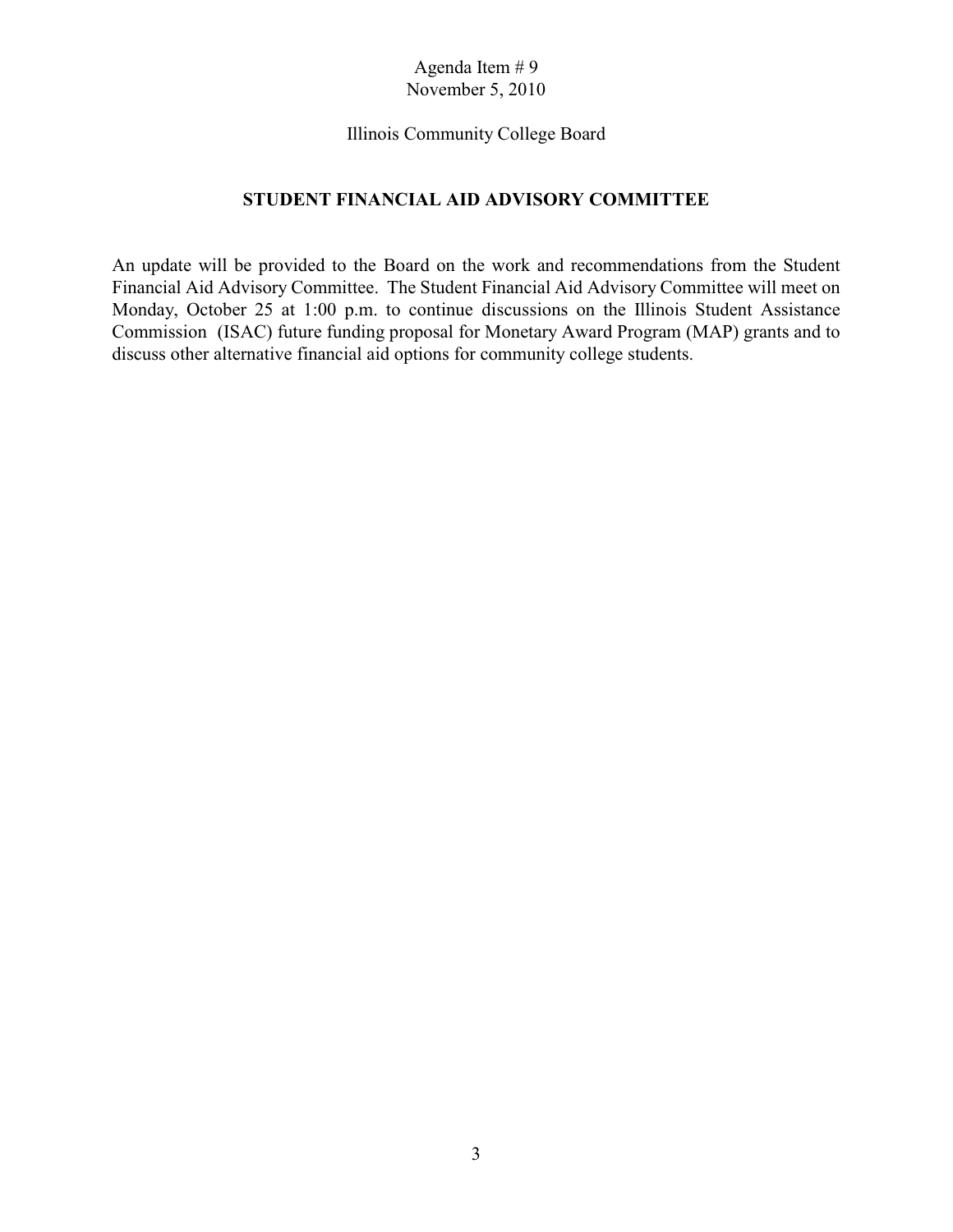Agenda Item # 9
November 5, 2010

Illinois Community College Board

## STUDENT FINANCIAL AID ADVISORY COMMITTEE

An update will be provided to the Board on the work and recommendations from the Student Financial Aid Advisory Committee. The Student Financial Aid Advisory Committee will meet on Monday, October 25 at 1:00 p.m. to continue discussions on the Illinois Student Assistance Commission (ISAC) future funding proposal for Monetary Award Program (MAP) grants and to discuss other alternative financial aid options for community college students.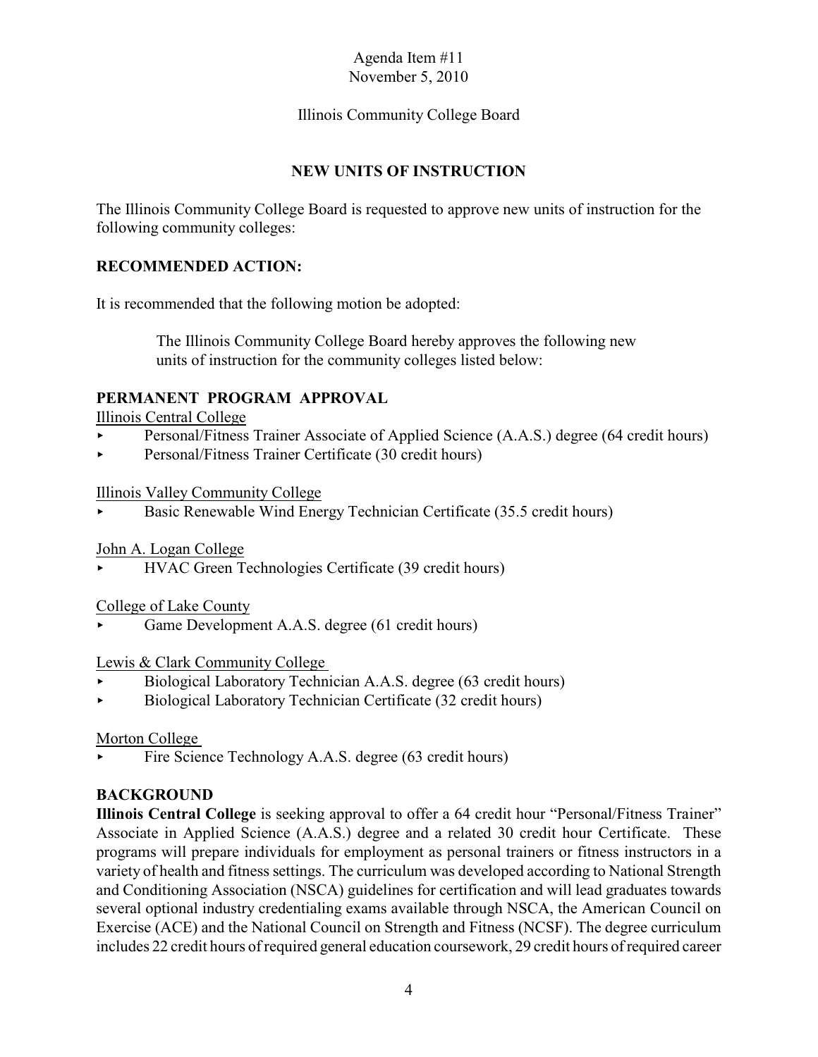Agenda Item #11
November 5, 2010

Illinois Community College Board

## NEW UNITS OF INSTRUCTION

The Illinois Community College Board is requested to approve new units of instruction for the following community colleges:

### RECOMMENDED ACTION:

It is recommended that the following motion be adopted:

> The Illinois Community College Board hereby approves the following new units of instruction for the community colleges listed below:

### PERMANENT PROGRAM APPROVAL

Illinois Central College

- Personal/Fitness Trainer Associate of Applied Science (A.A.S.) degree (64 credit hours)
- Personal/Fitness Trainer Certificate (30 credit hours)

Illinois Valley Community College

- Basic Renewable Wind Energy Technician Certificate (35.5 credit hours)

John A. Logan College

- HVAC Green Technologies Certificate (39 credit hours)

College of Lake County

- Game Development A.A.S. degree (61 credit hours)

Lewis & Clark Community College

- Biological Laboratory Technician A.A.S. degree (63 credit hours)
- Biological Laboratory Technician Certificate (32 credit hours)

Morton College

- Fire Science Technology A.A.S. degree (63 credit hours)

### BACKGROUND

**Illinois Central College** is seeking approval to offer a 64 credit hour "Personal/Fitness Trainer" Associate in Applied Science (A.A.S.) degree and a related 30 credit hour Certificate. These programs will prepare individuals for employment as personal trainers or fitness instructors in a variety of health and fitness settings. The curriculum was developed according to National Strength and Conditioning Association (NSCA) guidelines for certification and will lead graduates towards several optional industry credentialing exams available through NSCA, the American Council on Exercise (ACE) and the National Council on Strength and Fitness (NCSF). The degree curriculum includes 22 credit hours of required general education coursework, 29 credit hours of required career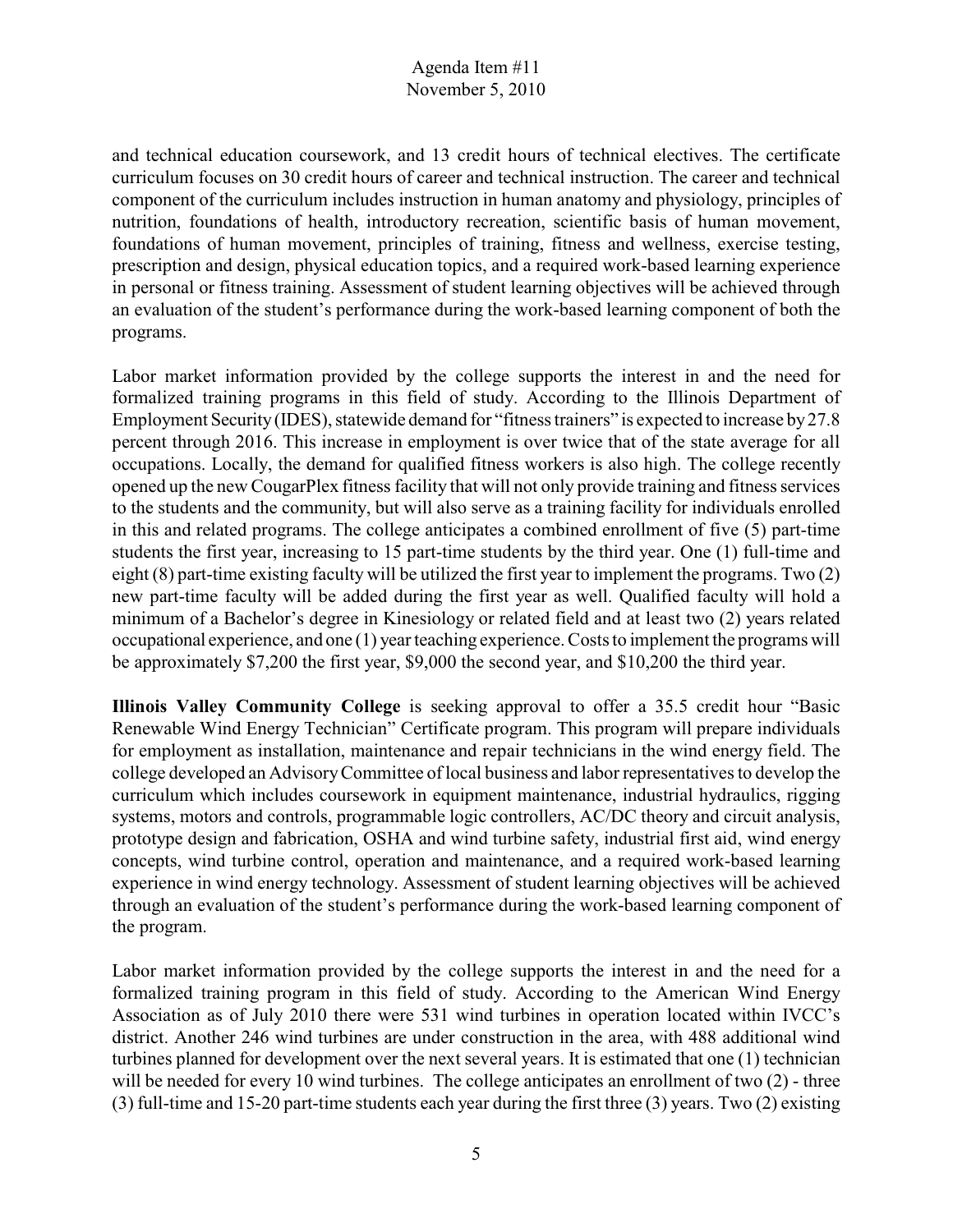and technical education coursework, and 13 credit hours of technical electives. The certificate curriculum focuses on 30 credit hours of career and technical instruction. The career and technical component of the curriculum includes instruction in human anatomy and physiology, principles of nutrition, foundations of health, introductory recreation, scientific basis of human movement, foundations of human movement, principles of training, fitness and wellness, exercise testing, prescription and design, physical education topics, and a required work-based learning experience in personal or fitness training. Assessment of student learning objectives will be achieved through an evaluation of the student's performance during the work-based learning component of both the programs.

Labor market information provided by the college supports the interest in and the need for formalized training programs in this field of study. According to the Illinois Department of Employment Security (IDES), statewide demand for "fitness trainers" is expected to increase by 27.8 percent through 2016. This increase in employment is over twice that of the state average for all occupations. Locally, the demand for qualified fitness workers is also high. The college recently opened up the new CougarPlex fitness facility that will not only provide training and fitness services to the students and the community, but will also serve as a training facility for individuals enrolled in this and related programs. The college anticipates a combined enrollment of five (5) part-time students the first year, increasing to 15 part-time students by the third year. One (1) full-time and eight (8) part-time existing faculty will be utilized the first year to implement the programs. Two (2) new part-time faculty will be added during the first year as well. Qualified faculty will hold a minimum of a Bachelor's degree in Kinesiology or related field and at least two (2) years related occupational experience, and one (1) year teaching experience. Costs to implement the programs will be approximately $7,200 the first year, $9,000 the second year, and $10,200 the third year.

**Illinois Valley Community College** is seeking approval to offer a 35.5 credit hour "Basic Renewable Wind Energy Technician" Certificate program. This program will prepare individuals for employment as installation, maintenance and repair technicians in the wind energy field. The college developed an Advisory Committee of local business and labor representatives to develop the curriculum which includes coursework in equipment maintenance, industrial hydraulics, rigging systems, motors and controls, programmable logic controllers, AC/DC theory and circuit analysis, prototype design and fabrication, OSHA and wind turbine safety, industrial first aid, wind energy concepts, wind turbine control, operation and maintenance, and a required work-based learning experience in wind energy technology. Assessment of student learning objectives will be achieved through an evaluation of the student's performance during the work-based learning component of the program.

Labor market information provided by the college supports the interest in and the need for a formalized training program in this field of study. According to the American Wind Energy Association as of July 2010 there were 531 wind turbines in operation located within IVCC's district. Another 246 wind turbines are under construction in the area, with 488 additional wind turbines planned for development over the next several years. It is estimated that one (1) technician will be needed for every 10 wind turbines. The college anticipates an enrollment of two (2) - three (3) full-time and 15-20 part-time students each year during the first three (3) years. Two (2) existing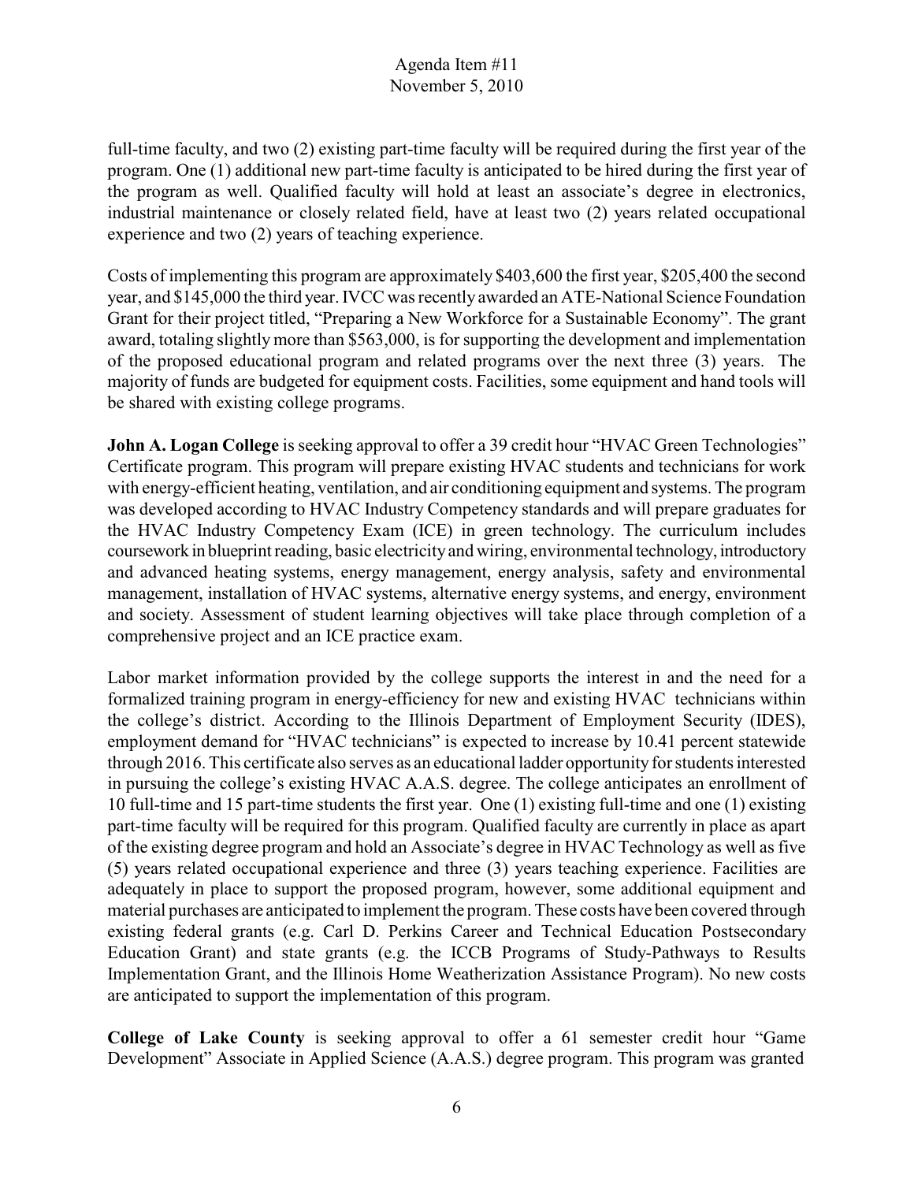full-time faculty, and two (2) existing part-time faculty will be required during the first year of the program. One (1) additional new part-time faculty is anticipated to be hired during the first year of the program as well. Qualified faculty will hold at least an associate's degree in electronics, industrial maintenance or closely related field, have at least two (2) years related occupational experience and two (2) years of teaching experience.

Costs of implementing this program are approximately $403,600 the first year, $205,400 the second year, and $145,000 the third year. IVCC was recently awarded an ATE-National Science Foundation Grant for their project titled, "Preparing a New Workforce for a Sustainable Economy". The grant award, totaling slightly more than $563,000, is for supporting the development and implementation of the proposed educational program and related programs over the next three (3) years. The majority of funds are budgeted for equipment costs. Facilities, some equipment and hand tools will be shared with existing college programs.

**John A. Logan College** is seeking approval to offer a 39 credit hour "HVAC Green Technologies" Certificate program. This program will prepare existing HVAC students and technicians for work with energy-efficient heating, ventilation, and air conditioning equipment and systems. The program was developed according to HVAC Industry Competency standards and will prepare graduates for the HVAC Industry Competency Exam (ICE) in green technology. The curriculum includes coursework in blueprint reading, basic electricity and wiring, environmental technology, introductory and advanced heating systems, energy management, energy analysis, safety and environmental management, installation of HVAC systems, alternative energy systems, and energy, environment and society. Assessment of student learning objectives will take place through completion of a comprehensive project and an ICE practice exam.

Labor market information provided by the college supports the interest in and the need for a formalized training program in energy-efficiency for new and existing HVAC technicians within the college's district. According to the Illinois Department of Employment Security (IDES), employment demand for "HVAC technicians" is expected to increase by 10.41 percent statewide through 2016. This certificate also serves as an educational ladder opportunity for students interested in pursuing the college's existing HVAC A.A.S. degree. The college anticipates an enrollment of 10 full-time and 15 part-time students the first year. One (1) existing full-time and one (1) existing part-time faculty will be required for this program. Qualified faculty are currently in place as apart of the existing degree program and hold an Associate's degree in HVAC Technology as well as five (5) years related occupational experience and three (3) years teaching experience. Facilities are adequately in place to support the proposed program, however, some additional equipment and material purchases are anticipated to implement the program. These costs have been covered through existing federal grants (e.g. Carl D. Perkins Career and Technical Education Postsecondary Education Grant) and state grants (e.g. the ICCB Programs of Study-Pathways to Results Implementation Grant, and the Illinois Home Weatherization Assistance Program). No new costs are anticipated to support the implementation of this program.

**College of Lake County** is seeking approval to offer a 61 semester credit hour "Game Development" Associate in Applied Science (A.A.S.) degree program. This program was granted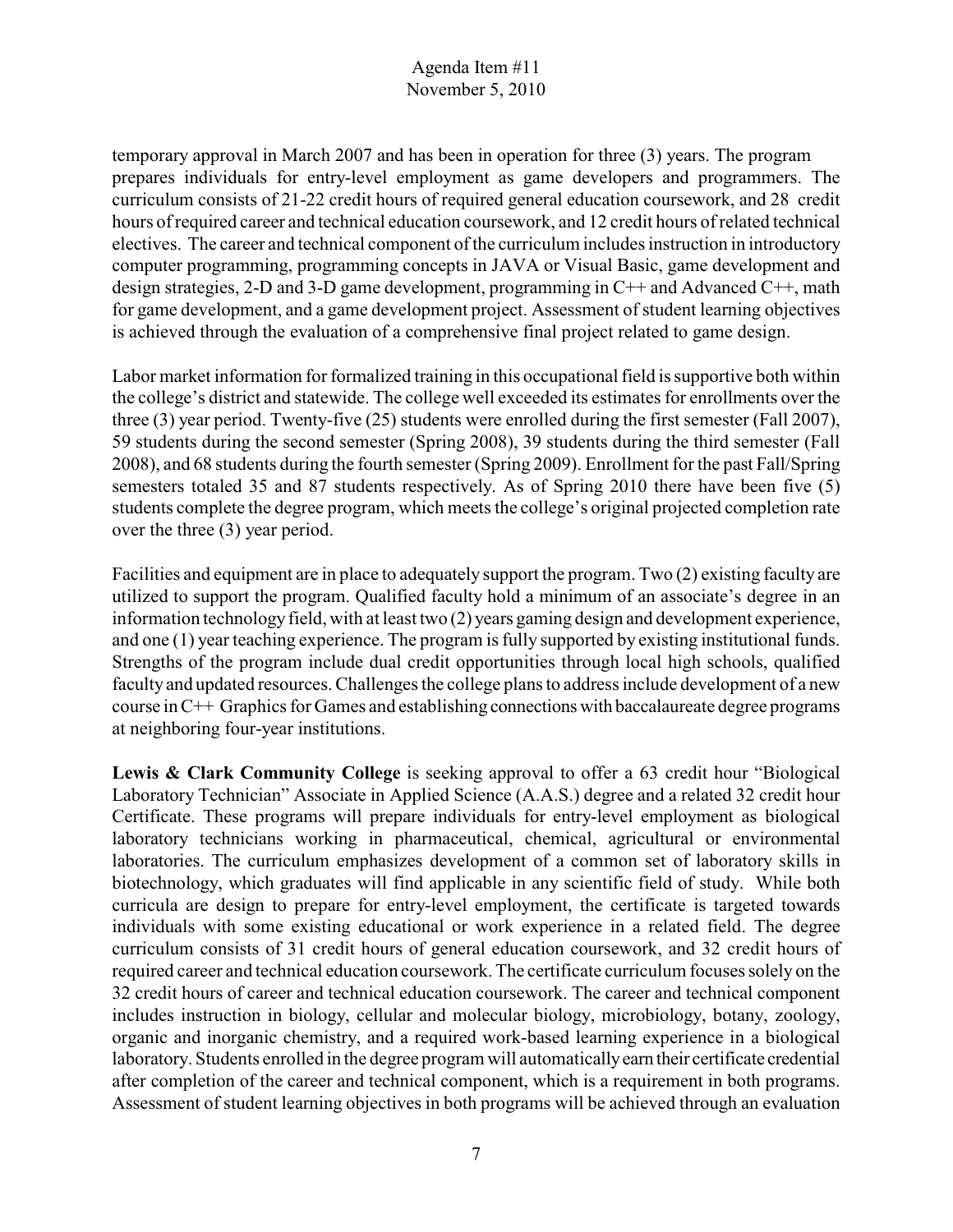temporary approval in March 2007 and has been in operation for three (3) years. The program prepares individuals for entry-level employment as game developers and programmers. The curriculum consists of 21-22 credit hours of required general education coursework, and 28 credit hours of required career and technical education coursework, and 12 credit hours of related technical electives. The career and technical component of the curriculum includes instruction in introductory computer programming, programming concepts in JAVA or Visual Basic, game development and design strategies, 2-D and 3-D game development, programming in C++ and Advanced C++, math for game development, and a game development project. Assessment of student learning objectives is achieved through the evaluation of a comprehensive final project related to game design.

Labor market information for formalized training in this occupational field is supportive both within the college's district and statewide. The college well exceeded its estimates for enrollments over the three (3) year period. Twenty-five (25) students were enrolled during the first semester (Fall 2007), 59 students during the second semester (Spring 2008), 39 students during the third semester (Fall 2008), and 68 students during the fourth semester (Spring 2009). Enrollment for the past Fall/Spring semesters totaled 35 and 87 students respectively. As of Spring 2010 there have been five (5) students complete the degree program, which meets the college's original projected completion rate over the three (3) year period.

Facilities and equipment are in place to adequately support the program. Two (2) existing faculty are utilized to support the program. Qualified faculty hold a minimum of an associate's degree in an information technology field, with at least two (2) years gaming design and development experience, and one (1) year teaching experience. The program is fully supported by existing institutional funds. Strengths of the program include dual credit opportunities through local high schools, qualified faculty and updated resources. Challenges the college plans to address include development of a new course in C++ Graphics for Games and establishing connections with baccalaureate degree programs at neighboring four-year institutions.

**Lewis & Clark Community College** is seeking approval to offer a 63 credit hour "Biological Laboratory Technician" Associate in Applied Science (A.A.S.) degree and a related 32 credit hour Certificate. These programs will prepare individuals for entry-level employment as biological laboratory technicians working in pharmaceutical, chemical, agricultural or environmental laboratories. The curriculum emphasizes development of a common set of laboratory skills in biotechnology, which graduates will find applicable in any scientific field of study. While both curricula are design to prepare for entry-level employment, the certificate is targeted towards individuals with some existing educational or work experience in a related field. The degree curriculum consists of 31 credit hours of general education coursework, and 32 credit hours of required career and technical education coursework. The certificate curriculum focuses solely on the 32 credit hours of career and technical education coursework. The career and technical component includes instruction in biology, cellular and molecular biology, microbiology, botany, zoology, organic and inorganic chemistry, and a required work-based learning experience in a biological laboratory. Students enrolled in the degree program will automatically earn their certificate credential after completion of the career and technical component, which is a requirement in both programs. Assessment of student learning objectives in both programs will be achieved through an evaluation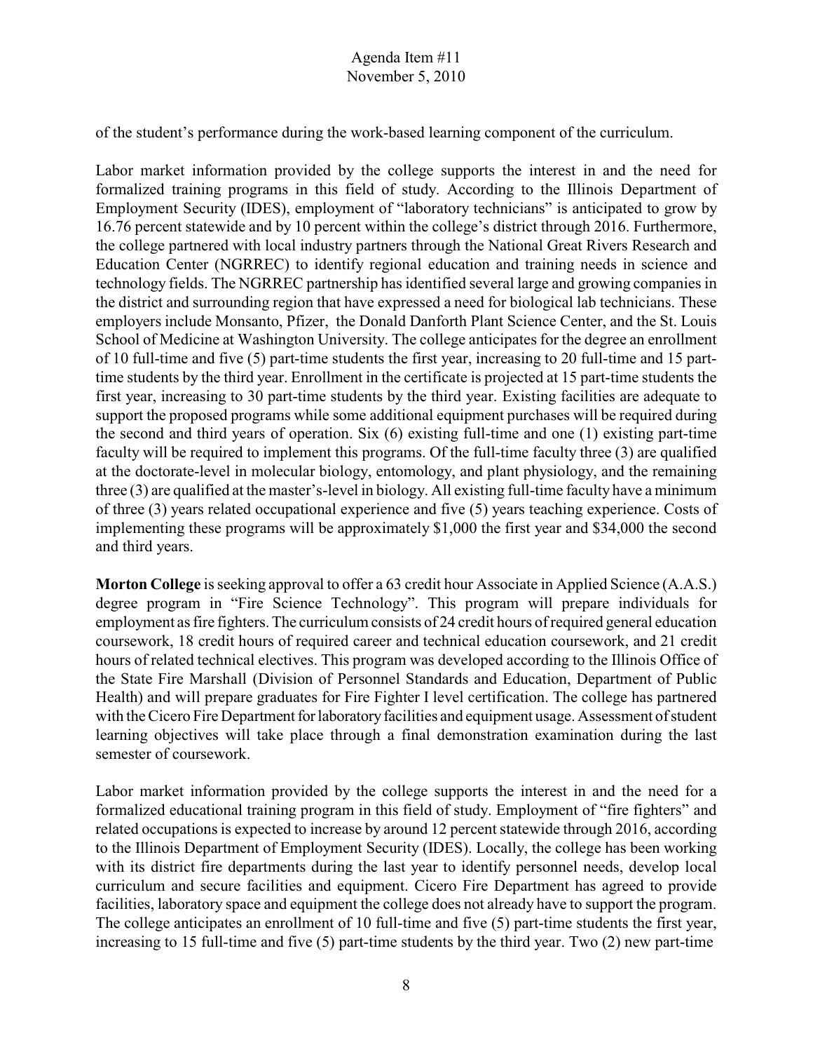of the student's performance during the work-based learning component of the curriculum.

Labor market information provided by the college supports the interest in and the need for formalized training programs in this field of study. According to the Illinois Department of Employment Security (IDES), employment of "laboratory technicians" is anticipated to grow by 16.76 percent statewide and by 10 percent within the college's district through 2016. Furthermore, the college partnered with local industry partners through the National Great Rivers Research and Education Center (NGRREC) to identify regional education and training needs in science and technology fields. The NGRREC partnership has identified several large and growing companies in the district and surrounding region that have expressed a need for biological lab technicians. These employers include Monsanto, Pfizer, the Donald Danforth Plant Science Center, and the St. Louis School of Medicine at Washington University. The college anticipates for the degree an enrollment of 10 full-time and five (5) part-time students the first year, increasing to 20 full-time and 15 part-time students by the third year. Enrollment in the certificate is projected at 15 part-time students the first year, increasing to 30 part-time students by the third year. Existing facilities are adequate to support the proposed programs while some additional equipment purchases will be required during the second and third years of operation. Six (6) existing full-time and one (1) existing part-time faculty will be required to implement this programs. Of the full-time faculty three (3) are qualified at the doctorate-level in molecular biology, entomology, and plant physiology, and the remaining three (3) are qualified at the master's-level in biology. All existing full-time faculty have a minimum of three (3) years related occupational experience and five (5) years teaching experience. Costs of implementing these programs will be approximately $1,000 the first year and $34,000 the second and third years.

**Morton College** is seeking approval to offer a 63 credit hour Associate in Applied Science (A.A.S.) degree program in "Fire Science Technology". This program will prepare individuals for employment as fire fighters. The curriculum consists of 24 credit hours of required general education coursework, 18 credit hours of required career and technical education coursework, and 21 credit hours of related technical electives. This program was developed according to the Illinois Office of the State Fire Marshall (Division of Personnel Standards and Education, Department of Public Health) and will prepare graduates for Fire Fighter I level certification. The college has partnered with the Cicero Fire Department for laboratory facilities and equipment usage. Assessment of student learning objectives will take place through a final demonstration examination during the last semester of coursework.

Labor market information provided by the college supports the interest in and the need for a formalized educational training program in this field of study. Employment of "fire fighters" and related occupations is expected to increase by around 12 percent statewide through 2016, according to the Illinois Department of Employment Security (IDES). Locally, the college has been working with its district fire departments during the last year to identify personnel needs, develop local curriculum and secure facilities and equipment. Cicero Fire Department has agreed to provide facilities, laboratory space and equipment the college does not already have to support the program. The college anticipates an enrollment of 10 full-time and five (5) part-time students the first year, increasing to 15 full-time and five (5) part-time students by the third year. Two (2) new part-time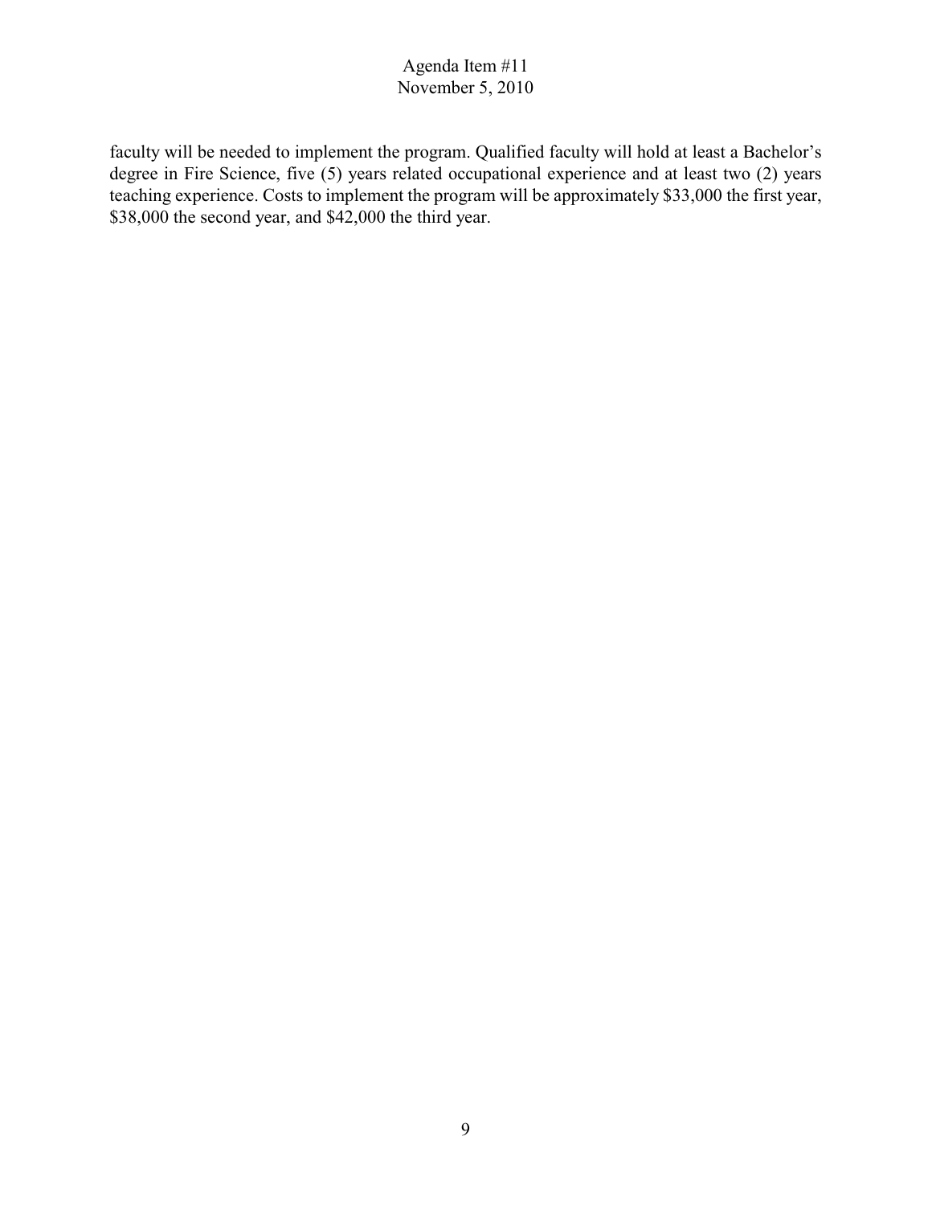faculty will be needed to implement the program. Qualified faculty will hold at least a Bachelor's degree in Fire Science, five (5) years related occupational experience and at least two (2) years teaching experience. Costs to implement the program will be approximately $33,000 the first year, $38,000 the second year, and $42,000 the third year.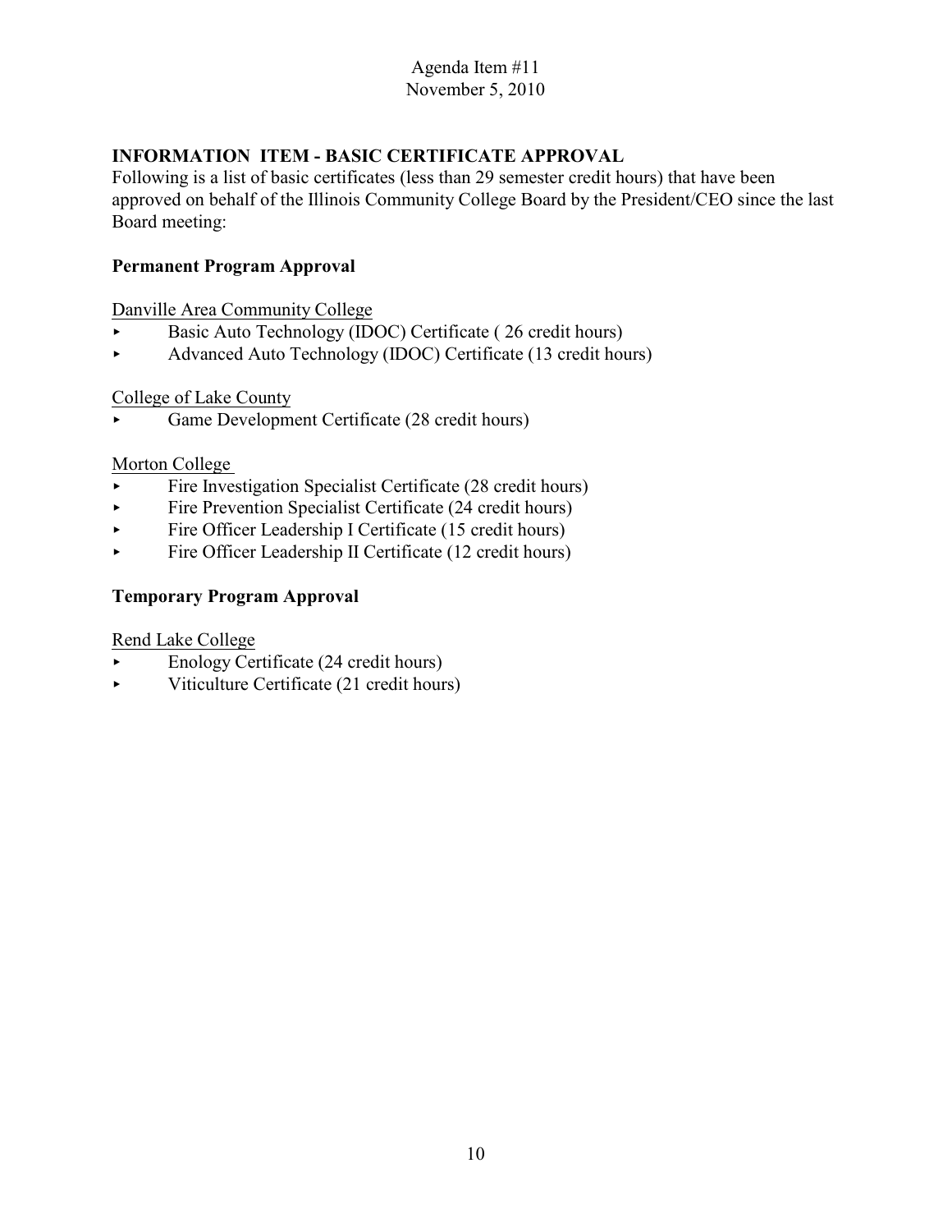Agenda Item #11
November 5, 2010

## INFORMATION ITEM - BASIC CERTIFICATE APPROVAL

Following is a list of basic certificates (less than 29 semester credit hours) that have been approved on behalf of the Illinois Community College Board by the President/CEO since the last Board meeting:

### Permanent Program Approval

Danville Area Community College

- Basic Auto Technology (IDOC) Certificate ( 26 credit hours)
- Advanced Auto Technology (IDOC) Certificate (13 credit hours)

College of Lake County

- Game Development Certificate (28 credit hours)

Morton College

- Fire Investigation Specialist Certificate (28 credit hours)
- Fire Prevention Specialist Certificate (24 credit hours)
- Fire Officer Leadership I Certificate (15 credit hours)
- Fire Officer Leadership II Certificate (12 credit hours)

### Temporary Program Approval

Rend Lake College

- Enology Certificate (24 credit hours)
- Viticulture Certificate (21 credit hours)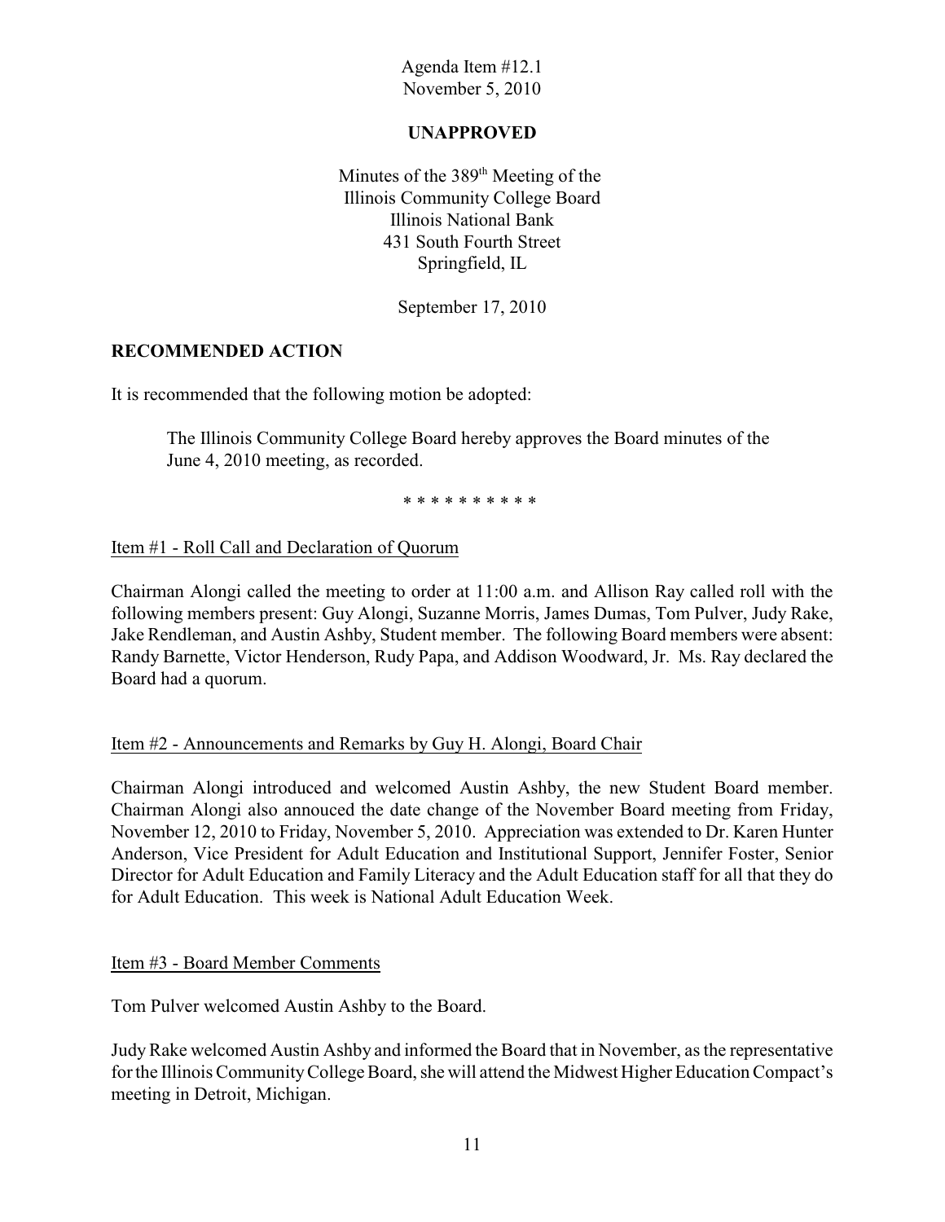Agenda Item #12.1
November 5, 2010

**UNAPPROVED**

Minutes of the 389th Meeting of the
Illinois Community College Board
Illinois National Bank
431 South Fourth Street
Springfield, IL

September 17, 2010

## RECOMMENDED ACTION

It is recommended that the following motion be adopted:

> The Illinois Community College Board hereby approves the Board minutes of the June 4, 2010 meeting, as recorded.

\* \* \* \* \* \* \* \* \* \*

Item #1 - Roll Call and Declaration of Quorum

Chairman Alongi called the meeting to order at 11:00 a.m. and Allison Ray called roll with the following members present: Guy Alongi, Suzanne Morris, James Dumas, Tom Pulver, Judy Rake, Jake Rendleman, and Austin Ashby, Student member. The following Board members were absent: Randy Barnette, Victor Henderson, Rudy Papa, and Addison Woodward, Jr. Ms. Ray declared the Board had a quorum.

Item #2 - Announcements and Remarks by Guy H. Alongi, Board Chair

Chairman Alongi introduced and welcomed Austin Ashby, the new Student Board member. Chairman Alongi also annouced the date change of the November Board meeting from Friday, November 12, 2010 to Friday, November 5, 2010. Appreciation was extended to Dr. Karen Hunter Anderson, Vice President for Adult Education and Institutional Support, Jennifer Foster, Senior Director for Adult Education and Family Literacy and the Adult Education staff for all that they do for Adult Education. This week is National Adult Education Week.

Item #3 - Board Member Comments

Tom Pulver welcomed Austin Ashby to the Board.

Judy Rake welcomed Austin Ashby and informed the Board that in November, as the representative for the Illinois Community College Board, she will attend the Midwest Higher Education Compact's meeting in Detroit, Michigan.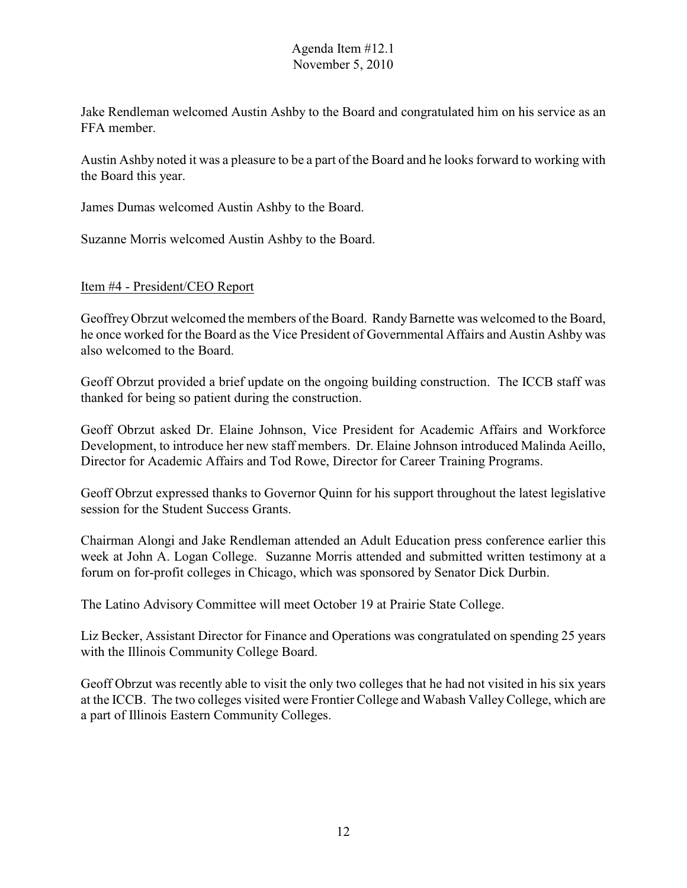Jake Rendleman welcomed Austin Ashby to the Board and congratulated him on his service as an FFA member.

Austin Ashby noted it was a pleasure to be a part of the Board and he looks forward to working with the Board this year.

James Dumas welcomed Austin Ashby to the Board.

Suzanne Morris welcomed Austin Ashby to the Board.

Item #4 - President/CEO Report

Geoffrey Obrzut welcomed the members of the Board. Randy Barnette was welcomed to the Board, he once worked for the Board as the Vice President of Governmental Affairs and Austin Ashby was also welcomed to the Board.

Geoff Obrzut provided a brief update on the ongoing building construction. The ICCB staff was thanked for being so patient during the construction.

Geoff Obrzut asked Dr. Elaine Johnson, Vice President for Academic Affairs and Workforce Development, to introduce her new staff members. Dr. Elaine Johnson introduced Malinda Aeillo, Director for Academic Affairs and Tod Rowe, Director for Career Training Programs.

Geoff Obrzut expressed thanks to Governor Quinn for his support throughout the latest legislative session for the Student Success Grants.

Chairman Alongi and Jake Rendleman attended an Adult Education press conference earlier this week at John A. Logan College. Suzanne Morris attended and submitted written testimony at a forum on for-profit colleges in Chicago, which was sponsored by Senator Dick Durbin.

The Latino Advisory Committee will meet October 19 at Prairie State College.

Liz Becker, Assistant Director for Finance and Operations was congratulated on spending 25 years with the Illinois Community College Board.

Geoff Obrzut was recently able to visit the only two colleges that he had not visited in his six years at the ICCB. The two colleges visited were Frontier College and Wabash Valley College, which are a part of Illinois Eastern Community Colleges.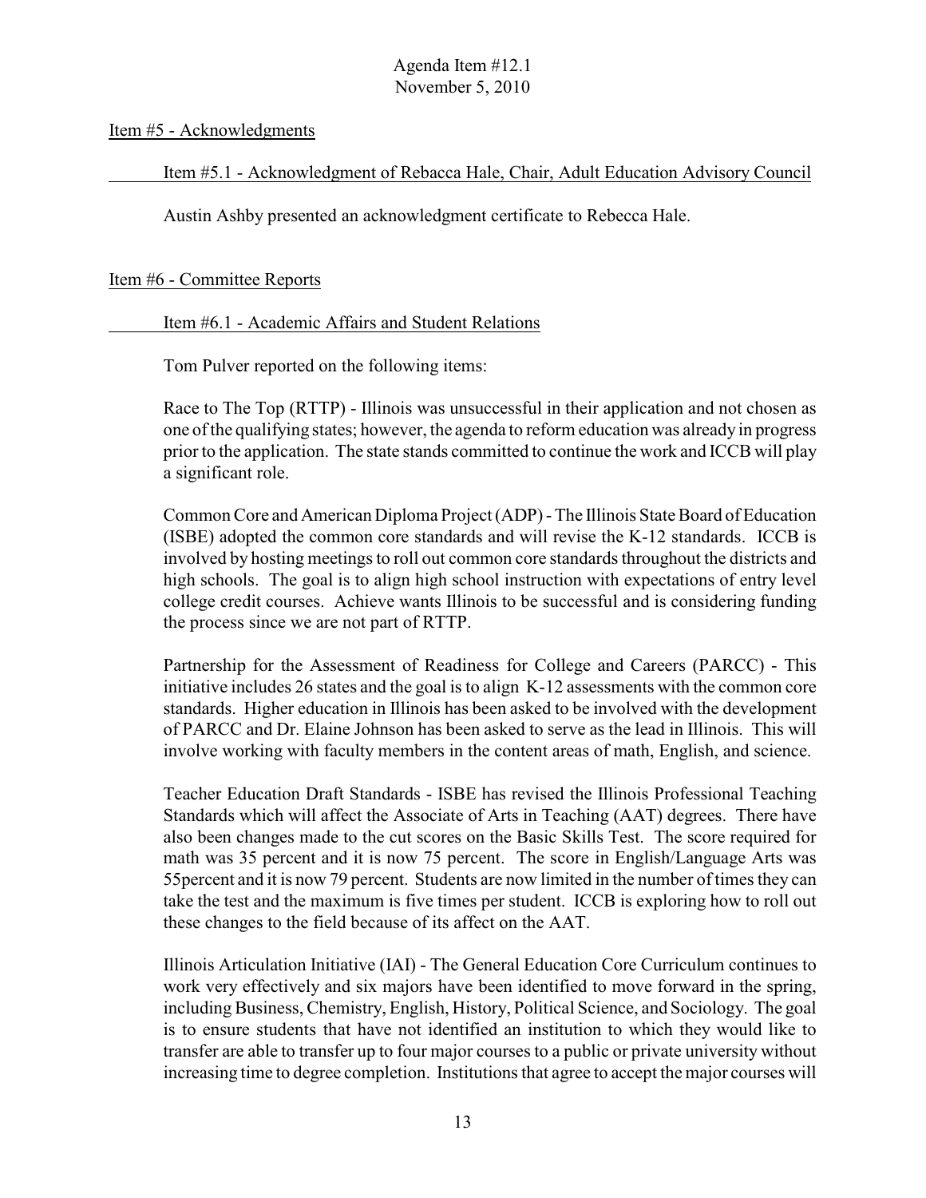Item #5 - Acknowledgments

Item #5.1 - Acknowledgment of Rebacca Hale, Chair, Adult Education Advisory Council

Austin Ashby presented an acknowledgment certificate to Rebecca Hale.

Item #6 - Committee Reports

Item #6.1 - Academic Affairs and Student Relations

Tom Pulver reported on the following items:

Race to The Top (RTTP) - Illinois was unsuccessful in their application and not chosen as one of the qualifying states; however, the agenda to reform education was already in progress prior to the application. The state stands committed to continue the work and ICCB will play a significant role.

Common Core and American Diploma Project (ADP) - The Illinois State Board of Education (ISBE) adopted the common core standards and will revise the K-12 standards. ICCB is involved by hosting meetings to roll out common core standards throughout the districts and high schools. The goal is to align high school instruction with expectations of entry level college credit courses. Achieve wants Illinois to be successful and is considering funding the process since we are not part of RTTP.

Partnership for the Assessment of Readiness for College and Careers (PARCC) - This initiative includes 26 states and the goal is to align K-12 assessments with the common core standards. Higher education in Illinois has been asked to be involved with the development of PARCC and Dr. Elaine Johnson has been asked to serve as the lead in Illinois. This will involve working with faculty members in the content areas of math, English, and science.

Teacher Education Draft Standards - ISBE has revised the Illinois Professional Teaching Standards which will affect the Associate of Arts in Teaching (AAT) degrees. There have also been changes made to the cut scores on the Basic Skills Test. The score required for math was 35 percent and it is now 75 percent. The score in English/Language Arts was 55percent and it is now 79 percent. Students are now limited in the number of times they can take the test and the maximum is five times per student. ICCB is exploring how to roll out these changes to the field because of its affect on the AAT.

Illinois Articulation Initiative (IAI) - The General Education Core Curriculum continues to work very effectively and six majors have been identified to move forward in the spring, including Business, Chemistry, English, History, Political Science, and Sociology. The goal is to ensure students that have not identified an institution to which they would like to transfer are able to transfer up to four major courses to a public or private university without increasing time to degree completion. Institutions that agree to accept the major courses will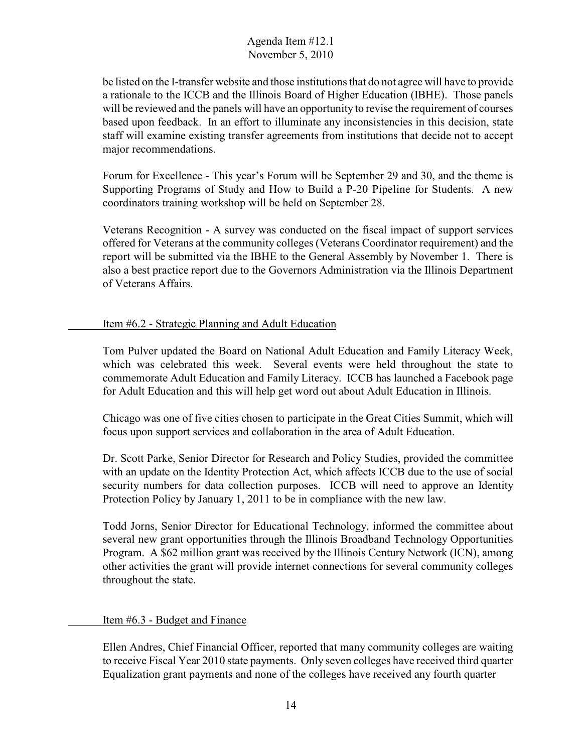be listed on the I-transfer website and those institutions that do not agree will have to provide a rationale to the ICCB and the Illinois Board of Higher Education (IBHE). Those panels will be reviewed and the panels will have an opportunity to revise the requirement of courses based upon feedback. In an effort to illuminate any inconsistencies in this decision, state staff will examine existing transfer agreements from institutions that decide not to accept major recommendations.

Forum for Excellence - This year's Forum will be September 29 and 30, and the theme is Supporting Programs of Study and How to Build a P-20 Pipeline for Students. A new coordinators training workshop will be held on September 28.

Veterans Recognition - A survey was conducted on the fiscal impact of support services offered for Veterans at the community colleges (Veterans Coordinator requirement) and the report will be submitted via the IBHE to the General Assembly by November 1. There is also a best practice report due to the Governors Administration via the Illinois Department of Veterans Affairs.

Item #6.2 - Strategic Planning and Adult Education

Tom Pulver updated the Board on National Adult Education and Family Literacy Week, which was celebrated this week. Several events were held throughout the state to commemorate Adult Education and Family Literacy. ICCB has launched a Facebook page for Adult Education and this will help get word out about Adult Education in Illinois.

Chicago was one of five cities chosen to participate in the Great Cities Summit, which will focus upon support services and collaboration in the area of Adult Education.

Dr. Scott Parke, Senior Director for Research and Policy Studies, provided the committee with an update on the Identity Protection Act, which affects ICCB due to the use of social security numbers for data collection purposes. ICCB will need to approve an Identity Protection Policy by January 1, 2011 to be in compliance with the new law.

Todd Jorns, Senior Director for Educational Technology, informed the committee about several new grant opportunities through the Illinois Broadband Technology Opportunities Program. A $62 million grant was received by the Illinois Century Network (ICN), among other activities the grant will provide internet connections for several community colleges throughout the state.

Item #6.3 - Budget and Finance

Ellen Andres, Chief Financial Officer, reported that many community colleges are waiting to receive Fiscal Year 2010 state payments. Only seven colleges have received third quarter Equalization grant payments and none of the colleges have received any fourth quarter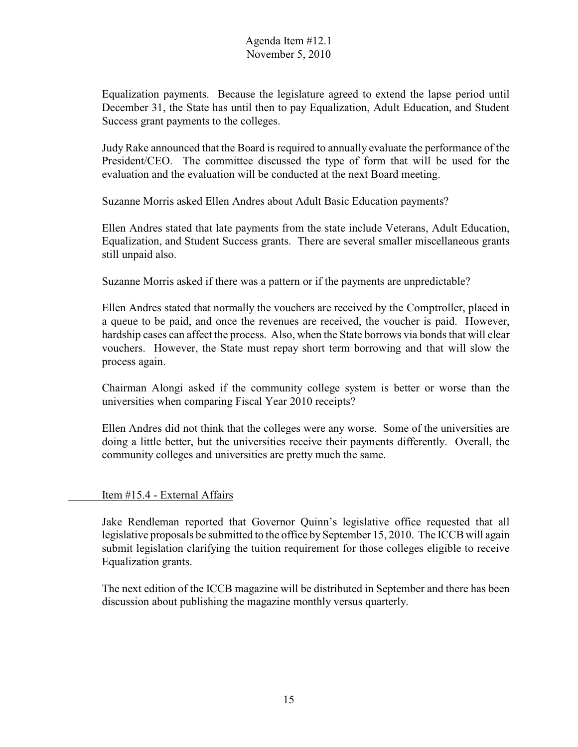Equalization payments. Because the legislature agreed to extend the lapse period until December 31, the State has until then to pay Equalization, Adult Education, and Student Success grant payments to the colleges.

Judy Rake announced that the Board is required to annually evaluate the performance of the President/CEO. The committee discussed the type of form that will be used for the evaluation and the evaluation will be conducted at the next Board meeting.

Suzanne Morris asked Ellen Andres about Adult Basic Education payments?

Ellen Andres stated that late payments from the state include Veterans, Adult Education, Equalization, and Student Success grants. There are several smaller miscellaneous grants still unpaid also.

Suzanne Morris asked if there was a pattern or if the payments are unpredictable?

Ellen Andres stated that normally the vouchers are received by the Comptroller, placed in a queue to be paid, and once the revenues are received, the voucher is paid. However, hardship cases can affect the process. Also, when the State borrows via bonds that will clear vouchers. However, the State must repay short term borrowing and that will slow the process again.

Chairman Alongi asked if the community college system is better or worse than the universities when comparing Fiscal Year 2010 receipts?

Ellen Andres did not think that the colleges were any worse. Some of the universities are doing a little better, but the universities receive their payments differently. Overall, the community colleges and universities are pretty much the same.

Item #15.4 - External Affairs

Jake Rendleman reported that Governor Quinn's legislative office requested that all legislative proposals be submitted to the office by September 15, 2010. The ICCB will again submit legislation clarifying the tuition requirement for those colleges eligible to receive Equalization grants.

The next edition of the ICCB magazine will be distributed in September and there has been discussion about publishing the magazine monthly versus quarterly.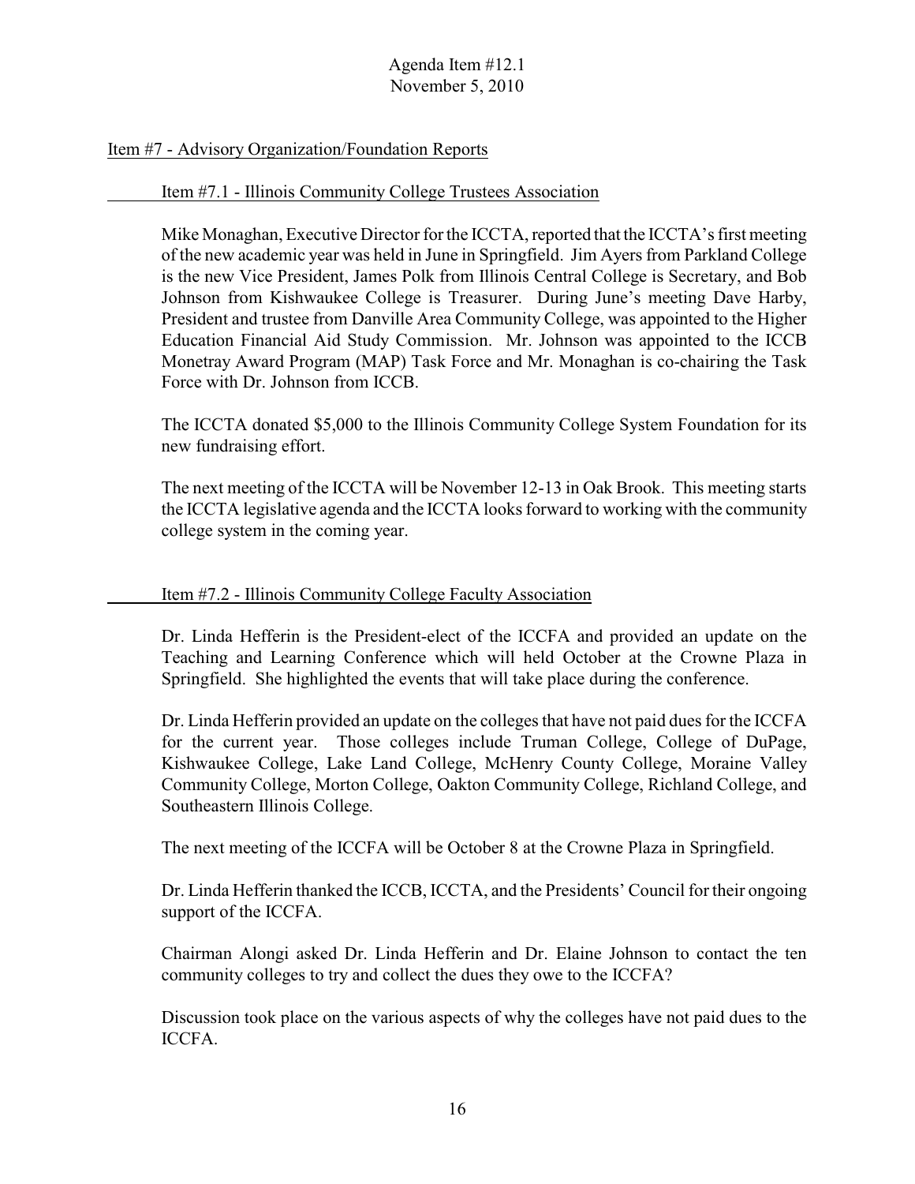Agenda Item #12.1
November 5, 2010

## Item #7 - Advisory Organization/Foundation Reports

### Item #7.1 - Illinois Community College Trustees Association

Mike Monaghan, Executive Director for the ICCTA, reported that the ICCTA's first meeting of the new academic year was held in June in Springfield. Jim Ayers from Parkland College is the new Vice President, James Polk from Illinois Central College is Secretary, and Bob Johnson from Kishwaukee College is Treasurer. During June's meeting Dave Harby, President and trustee from Danville Area Community College, was appointed to the Higher Education Financial Aid Study Commission. Mr. Johnson was appointed to the ICCB Monetray Award Program (MAP) Task Force and Mr. Monaghan is co-chairing the Task Force with Dr. Johnson from ICCB.

The ICCTA donated $5,000 to the Illinois Community College System Foundation for its new fundraising effort.

The next meeting of the ICCTA will be November 12-13 in Oak Brook. This meeting starts the ICCTA legislative agenda and the ICCTA looks forward to working with the community college system in the coming year.

### Item #7.2 - Illinois Community College Faculty Association

Dr. Linda Hefferin is the President-elect of the ICCFA and provided an update on the Teaching and Learning Conference which will held October at the Crowne Plaza in Springfield. She highlighted the events that will take place during the conference.

Dr. Linda Hefferin provided an update on the colleges that have not paid dues for the ICCFA for the current year. Those colleges include Truman College, College of DuPage, Kishwaukee College, Lake Land College, McHenry County College, Moraine Valley Community College, Morton College, Oakton Community College, Richland College, and Southeastern Illinois College.

The next meeting of the ICCFA will be October 8 at the Crowne Plaza in Springfield.

Dr. Linda Hefferin thanked the ICCB, ICCTA, and the Presidents' Council for their ongoing support of the ICCFA.

Chairman Alongi asked Dr. Linda Hefferin and Dr. Elaine Johnson to contact the ten community colleges to try and collect the dues they owe to the ICCFA?

Discussion took place on the various aspects of why the colleges have not paid dues to the ICCFA.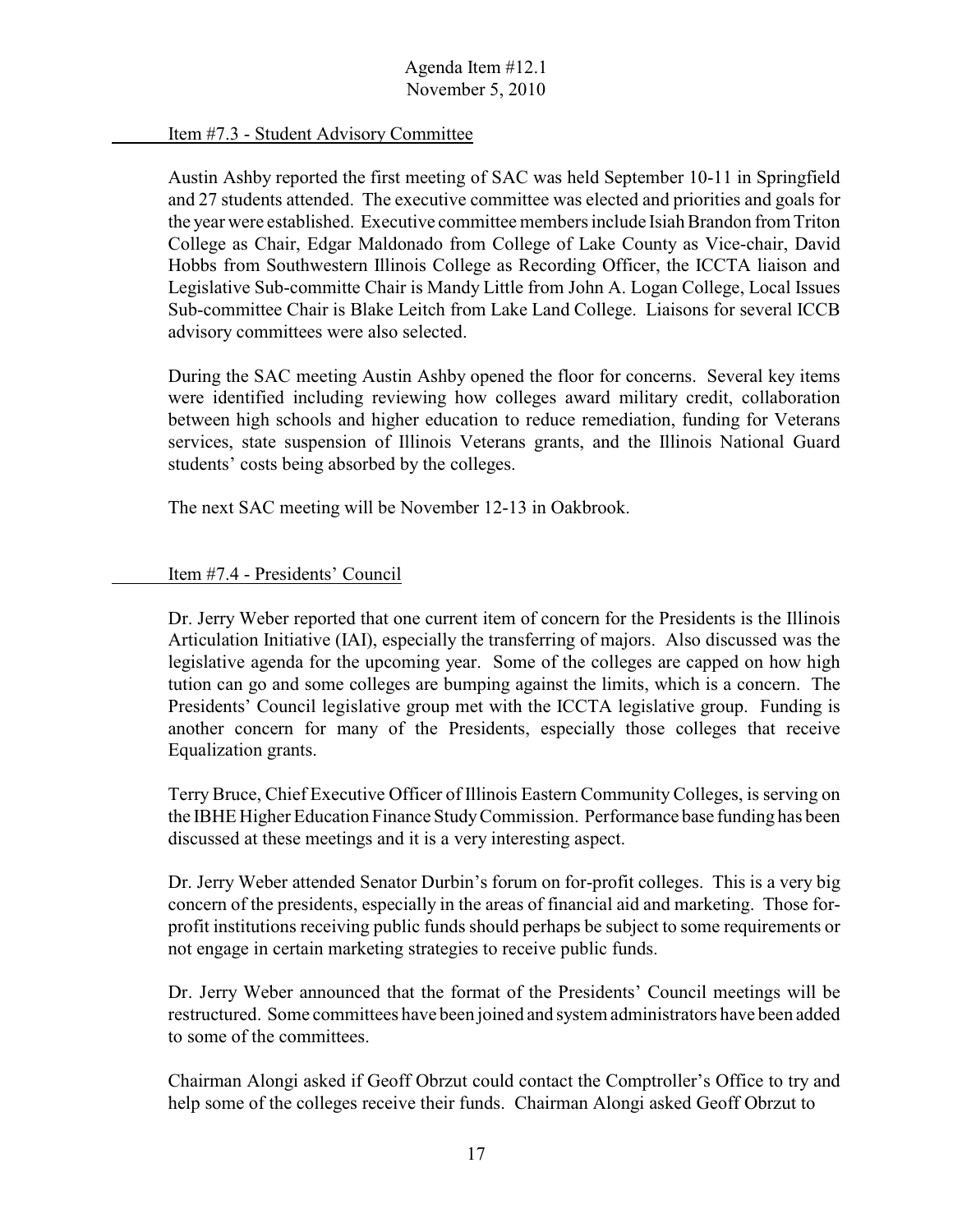Item #7.3 - Student Advisory Committee

Austin Ashby reported the first meeting of SAC was held September 10-11 in Springfield and 27 students attended. The executive committee was elected and priorities and goals for the year were established. Executive committee members include Isiah Brandon from Triton College as Chair, Edgar Maldonado from College of Lake County as Vice-chair, David Hobbs from Southwestern Illinois College as Recording Officer, the ICCTA liaison and Legislative Sub-committe Chair is Mandy Little from John A. Logan College, Local Issues Sub-committee Chair is Blake Leitch from Lake Land College. Liaisons for several ICCB advisory committees were also selected.

During the SAC meeting Austin Ashby opened the floor for concerns. Several key items were identified including reviewing how colleges award military credit, collaboration between high schools and higher education to reduce remediation, funding for Veterans services, state suspension of Illinois Veterans grants, and the Illinois National Guard students' costs being absorbed by the colleges.

The next SAC meeting will be November 12-13 in Oakbrook.

Item #7.4 - Presidents' Council

Dr. Jerry Weber reported that one current item of concern for the Presidents is the Illinois Articulation Initiative (IAI), especially the transferring of majors. Also discussed was the legislative agenda for the upcoming year. Some of the colleges are capped on how high tution can go and some colleges are bumping against the limits, which is a concern. The Presidents' Council legislative group met with the ICCTA legislative group. Funding is another concern for many of the Presidents, especially those colleges that receive Equalization grants.

Terry Bruce, Chief Executive Officer of Illinois Eastern Community Colleges, is serving on the IBHE Higher Education Finance Study Commission. Performance base funding has been discussed at these meetings and it is a very interesting aspect.

Dr. Jerry Weber attended Senator Durbin's forum on for-profit colleges. This is a very big concern of the presidents, especially in the areas of financial aid and marketing. Those for-profit institutions receiving public funds should perhaps be subject to some requirements or not engage in certain marketing strategies to receive public funds.

Dr. Jerry Weber announced that the format of the Presidents' Council meetings will be restructured. Some committees have been joined and system administrators have been added to some of the committees.

Chairman Alongi asked if Geoff Obrzut could contact the Comptroller's Office to try and help some of the colleges receive their funds. Chairman Alongi asked Geoff Obrzut to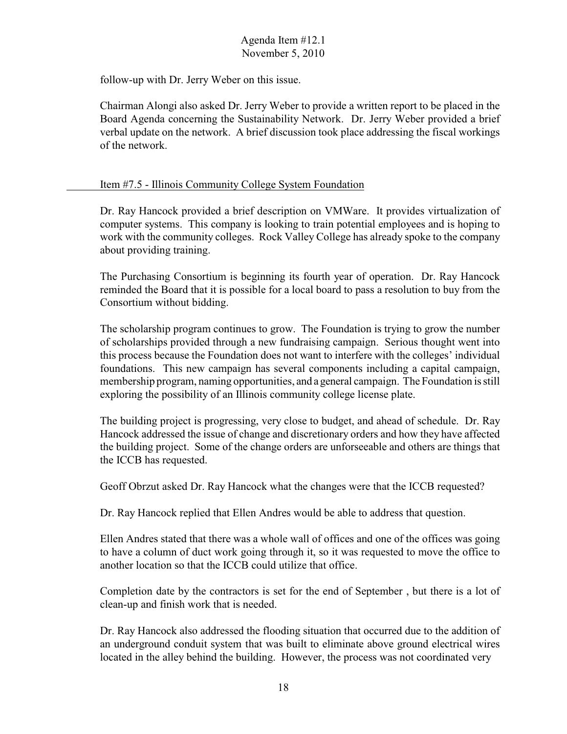follow-up with Dr. Jerry Weber on this issue.

Chairman Alongi also asked Dr. Jerry Weber to provide a written report to be placed in the Board Agenda concerning the Sustainability Network. Dr. Jerry Weber provided a brief verbal update on the network. A brief discussion took place addressing the fiscal workings of the network.

Item #7.5 - Illinois Community College System Foundation

Dr. Ray Hancock provided a brief description on VMWare. It provides virtualization of computer systems. This company is looking to train potential employees and is hoping to work with the community colleges. Rock Valley College has already spoke to the company about providing training.

The Purchasing Consortium is beginning its fourth year of operation. Dr. Ray Hancock reminded the Board that it is possible for a local board to pass a resolution to buy from the Consortium without bidding.

The scholarship program continues to grow. The Foundation is trying to grow the number of scholarships provided through a new fundraising campaign. Serious thought went into this process because the Foundation does not want to interfere with the colleges' individual foundations. This new campaign has several components including a capital campaign, membership program, naming opportunities, and a general campaign. The Foundation is still exploring the possibility of an Illinois community college license plate.

The building project is progressing, very close to budget, and ahead of schedule. Dr. Ray Hancock addressed the issue of change and discretionary orders and how they have affected the building project. Some of the change orders are unforseeable and others are things that the ICCB has requested.

Geoff Obrzut asked Dr. Ray Hancock what the changes were that the ICCB requested?

Dr. Ray Hancock replied that Ellen Andres would be able to address that question.

Ellen Andres stated that there was a whole wall of offices and one of the offices was going to have a column of duct work going through it, so it was requested to move the office to another location so that the ICCB could utilize that office.

Completion date by the contractors is set for the end of September , but there is a lot of clean-up and finish work that is needed.

Dr. Ray Hancock also addressed the flooding situation that occurred due to the addition of an underground conduit system that was built to eliminate above ground electrical wires located in the alley behind the building. However, the process was not coordinated very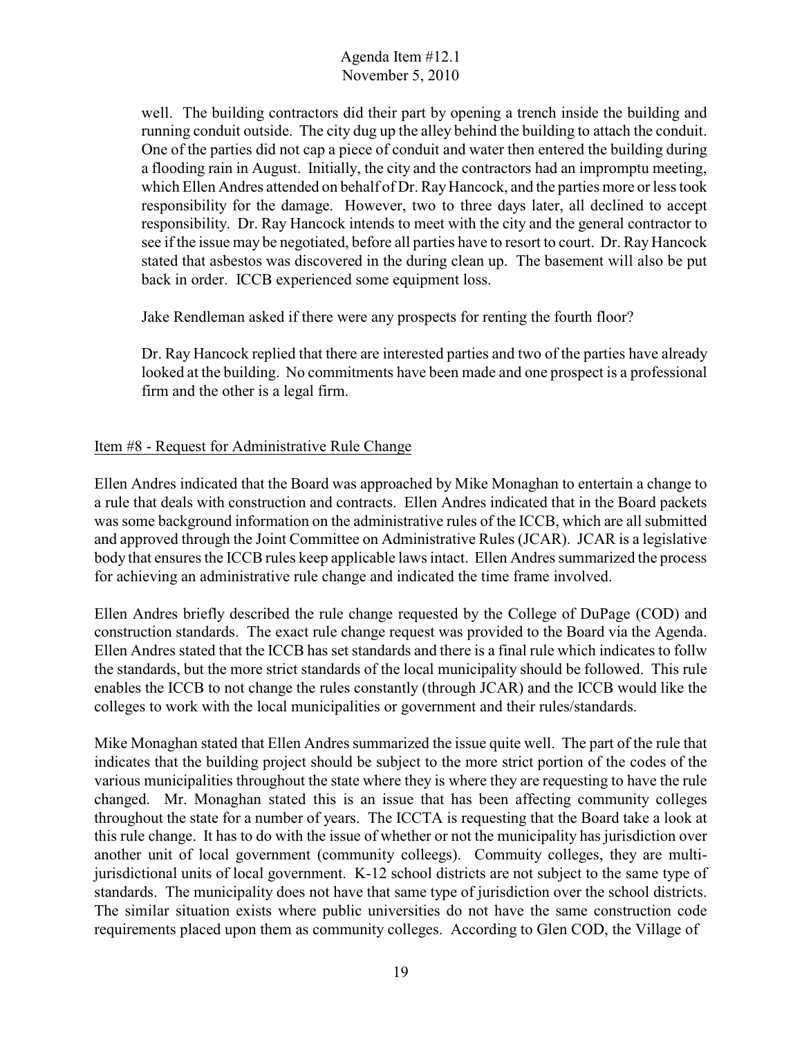well. The building contractors did their part by opening a trench inside the building and running conduit outside. The city dug up the alley behind the building to attach the conduit. One of the parties did not cap a piece of conduit and water then entered the building during a flooding rain in August. Initially, the city and the contractors had an impromptu meeting, which Ellen Andres attended on behalf of Dr. Ray Hancock, and the parties more or less took responsibility for the damage. However, two to three days later, all declined to accept responsibility. Dr. Ray Hancock intends to meet with the city and the general contractor to see if the issue may be negotiated, before all parties have to resort to court. Dr. Ray Hancock stated that asbestos was discovered in the during clean up. The basement will also be put back in order. ICCB experienced some equipment loss.

Jake Rendleman asked if there were any prospects for renting the fourth floor?

Dr. Ray Hancock replied that there are interested parties and two of the parties have already looked at the building. No commitments have been made and one prospect is a professional firm and the other is a legal firm.

Item #8 - Request for Administrative Rule Change

Ellen Andres indicated that the Board was approached by Mike Monaghan to entertain a change to a rule that deals with construction and contracts. Ellen Andres indicated that in the Board packets was some background information on the administrative rules of the ICCB, which are all submitted and approved through the Joint Committee on Administrative Rules (JCAR). JCAR is a legislative body that ensures the ICCB rules keep applicable laws intact. Ellen Andres summarized the process for achieving an administrative rule change and indicated the time frame involved.

Ellen Andres briefly described the rule change requested by the College of DuPage (COD) and construction standards. The exact rule change request was provided to the Board via the Agenda. Ellen Andres stated that the ICCB has set standards and there is a final rule which indicates to follw the standards, but the more strict standards of the local municipality should be followed. This rule enables the ICCB to not change the rules constantly (through JCAR) and the ICCB would like the colleges to work with the local municipalities or government and their rules/standards.

Mike Monaghan stated that Ellen Andres summarized the issue quite well. The part of the rule that indicates that the building project should be subject to the more strict portion of the codes of the various municipalities throughout the state where they is where they are requesting to have the rule changed. Mr. Monaghan stated this is an issue that has been affecting community colleges throughout the state for a number of years. The ICCTA is requesting that the Board take a look at this rule change. It has to do with the issue of whether or not the municipality has jurisdiction over another unit of local government (community colleegs). Commuity colleges, they are multi-jurisdictional units of local government. K-12 school districts are not subject to the same type of standards. The municipality does not have that same type of jurisdiction over the school districts. The similar situation exists where public universities do not have the same construction code requirements placed upon them as community colleges. According to Glen COD, the Village of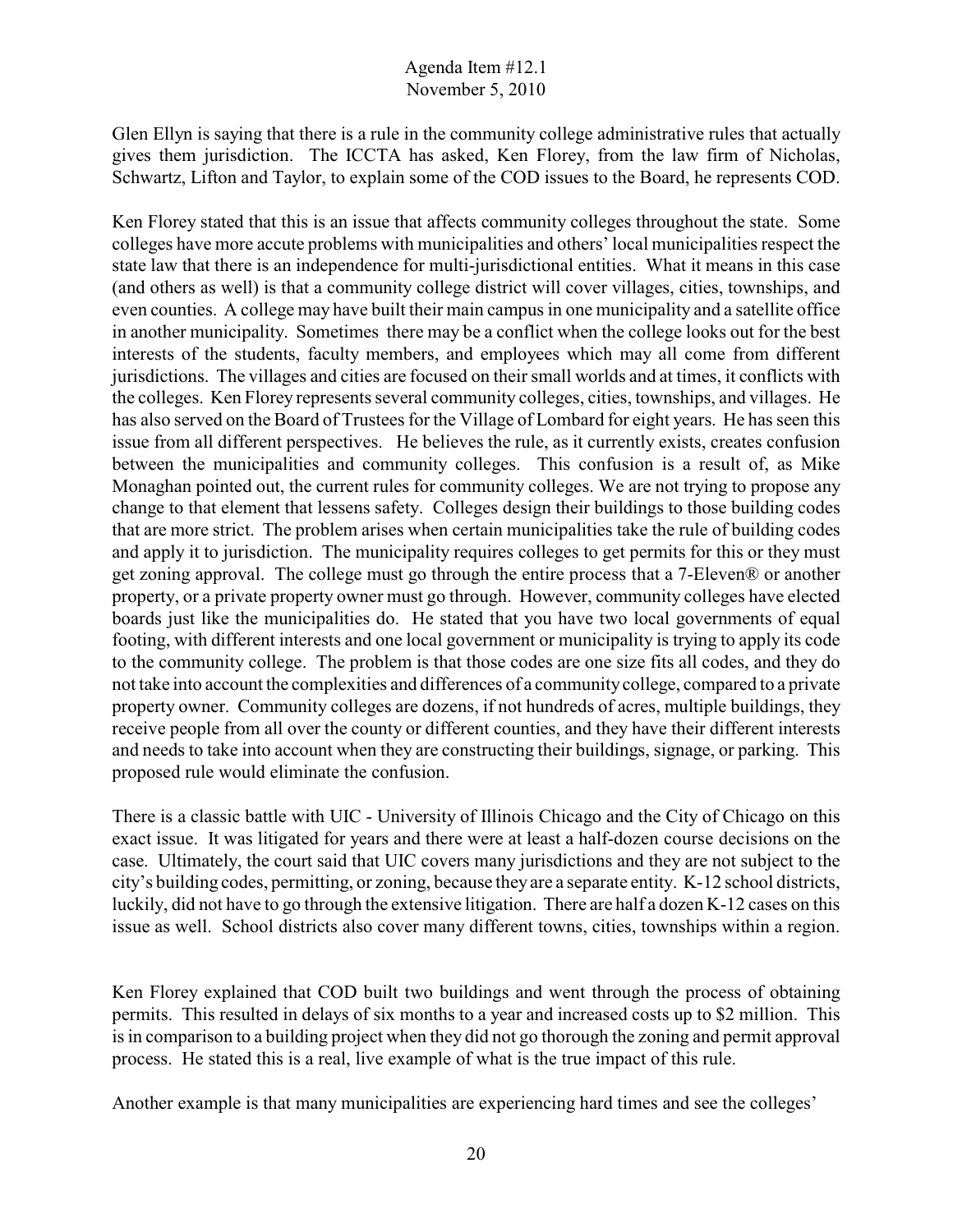Glen Ellyn is saying that there is a rule in the community college administrative rules that actually gives them jurisdiction. The ICCTA has asked, Ken Florey, from the law firm of Nicholas, Schwartz, Lifton and Taylor, to explain some of the COD issues to the Board, he represents COD.

Ken Florey stated that this is an issue that affects community colleges throughout the state. Some colleges have more accute problems with municipalities and others' local municipalities respect the state law that there is an independence for multi-jurisdictional entities. What it means in this case (and others as well) is that a community college district will cover villages, cities, townships, and even counties. A college may have built their main campus in one municipality and a satellite office in another municipality. Sometimes there may be a conflict when the college looks out for the best interests of the students, faculty members, and employees which may all come from different jurisdictions. The villages and cities are focused on their small worlds and at times, it conflicts with the colleges. Ken Florey represents several community colleges, cities, townships, and villages. He has also served on the Board of Trustees for the Village of Lombard for eight years. He has seen this issue from all different perspectives. He believes the rule, as it currently exists, creates confusion between the municipalities and community colleges. This confusion is a result of, as Mike Monaghan pointed out, the current rules for community colleges. We are not trying to propose any change to that element that lessens safety. Colleges design their buildings to those building codes that are more strict. The problem arises when certain municipalities take the rule of building codes and apply it to jurisdiction. The municipality requires colleges to get permits for this or they must get zoning approval. The college must go through the entire process that a 7-Eleven® or another property, or a private property owner must go through. However, community colleges have elected boards just like the municipalities do. He stated that you have two local governments of equal footing, with different interests and one local government or municipality is trying to apply its code to the community college. The problem is that those codes are one size fits all codes, and they do not take into account the complexities and differences of a community college, compared to a private property owner. Community colleges are dozens, if not hundreds of acres, multiple buildings, they receive people from all over the county or different counties, and they have their different interests and needs to take into account when they are constructing their buildings, signage, or parking. This proposed rule would eliminate the confusion.

There is a classic battle with UIC - University of Illinois Chicago and the City of Chicago on this exact issue. It was litigated for years and there were at least a half-dozen course decisions on the case. Ultimately, the court said that UIC covers many jurisdictions and they are not subject to the city's building codes, permitting, or zoning, because they are a separate entity. K-12 school districts, luckily, did not have to go through the extensive litigation. There are half a dozen K-12 cases on this issue as well. School districts also cover many different towns, cities, townships within a region.

Ken Florey explained that COD built two buildings and went through the process of obtaining permits. This resulted in delays of six months to a year and increased costs up to $2 million. This is in comparison to a building project when they did not go thorough the zoning and permit approval process. He stated this is a real, live example of what is the true impact of this rule.

Another example is that many municipalities are experiencing hard times and see the colleges'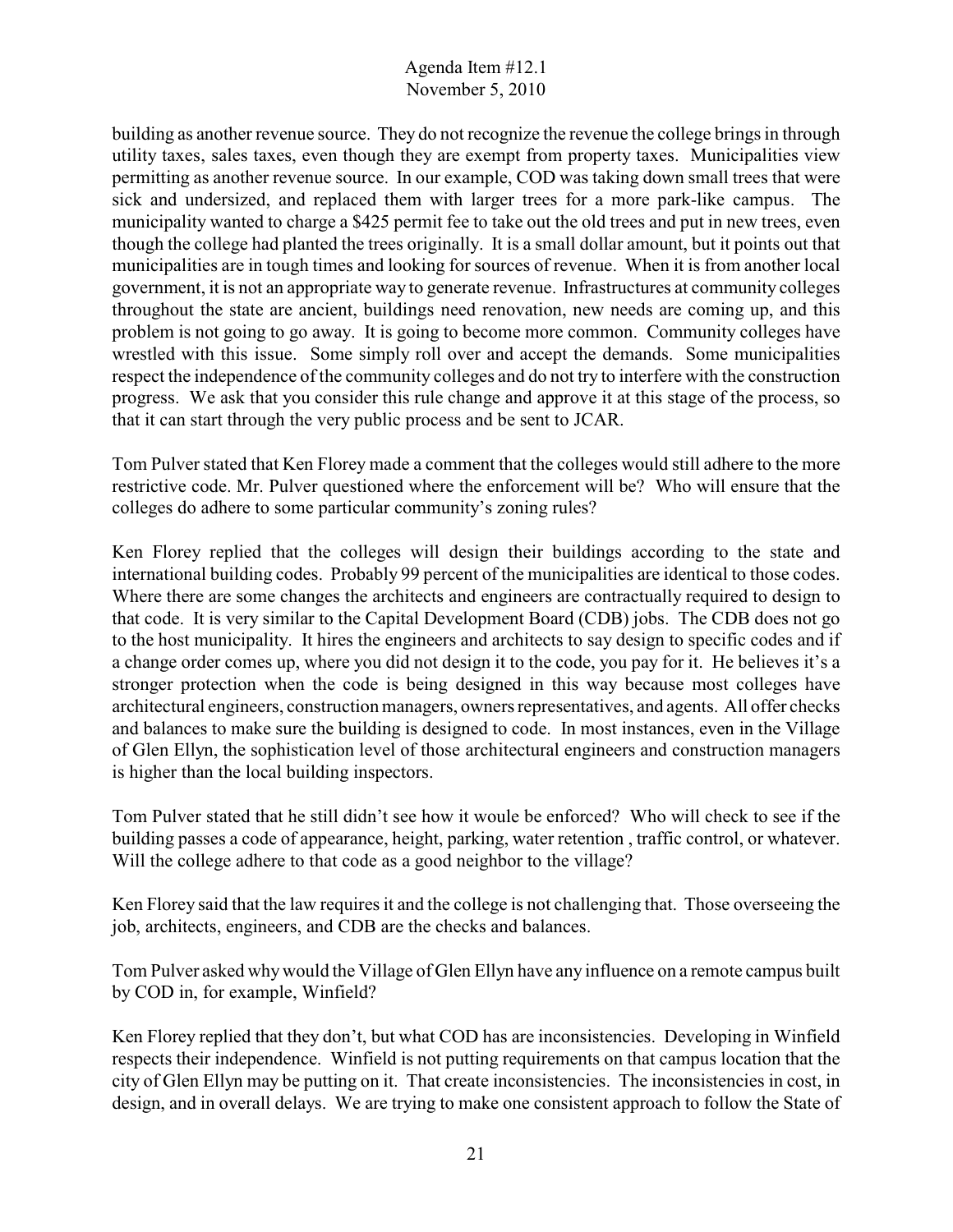building as another revenue source. They do not recognize the revenue the college brings in through utility taxes, sales taxes, even though they are exempt from property taxes. Municipalities view permitting as another revenue source. In our example, COD was taking down small trees that were sick and undersized, and replaced them with larger trees for a more park-like campus. The municipality wanted to charge a $425 permit fee to take out the old trees and put in new trees, even though the college had planted the trees originally. It is a small dollar amount, but it points out that municipalities are in tough times and looking for sources of revenue. When it is from another local government, it is not an appropriate way to generate revenue. Infrastructures at community colleges throughout the state are ancient, buildings need renovation, new needs are coming up, and this problem is not going to go away. It is going to become more common. Community colleges have wrestled with this issue. Some simply roll over and accept the demands. Some municipalities respect the independence of the community colleges and do not try to interfere with the construction progress. We ask that you consider this rule change and approve it at this stage of the process, so that it can start through the very public process and be sent to JCAR.

Tom Pulver stated that Ken Florey made a comment that the colleges would still adhere to the more restrictive code. Mr. Pulver questioned where the enforcement will be? Who will ensure that the colleges do adhere to some particular community's zoning rules?

Ken Florey replied that the colleges will design their buildings according to the state and international building codes. Probably 99 percent of the municipalities are identical to those codes. Where there are some changes the architects and engineers are contractually required to design to that code. It is very similar to the Capital Development Board (CDB) jobs. The CDB does not go to the host municipality. It hires the engineers and architects to say design to specific codes and if a change order comes up, where you did not design it to the code, you pay for it. He believes it's a stronger protection when the code is being designed in this way because most colleges have architectural engineers, construction managers, owners representatives, and agents. All offer checks and balances to make sure the building is designed to code. In most instances, even in the Village of Glen Ellyn, the sophistication level of those architectural engineers and construction managers is higher than the local building inspectors.

Tom Pulver stated that he still didn't see how it woule be enforced? Who will check to see if the building passes a code of appearance, height, parking, water retention , traffic control, or whatever. Will the college adhere to that code as a good neighbor to the village?

Ken Florey said that the law requires it and the college is not challenging that. Those overseeing the job, architects, engineers, and CDB are the checks and balances.

Tom Pulver asked why would the Village of Glen Ellyn have any influence on a remote campus built by COD in, for example, Winfield?

Ken Florey replied that they don't, but what COD has are inconsistencies. Developing in Winfield respects their independence. Winfield is not putting requirements on that campus location that the city of Glen Ellyn may be putting on it. That create inconsistencies. The inconsistencies in cost, in design, and in overall delays. We are trying to make one consistent approach to follow the State of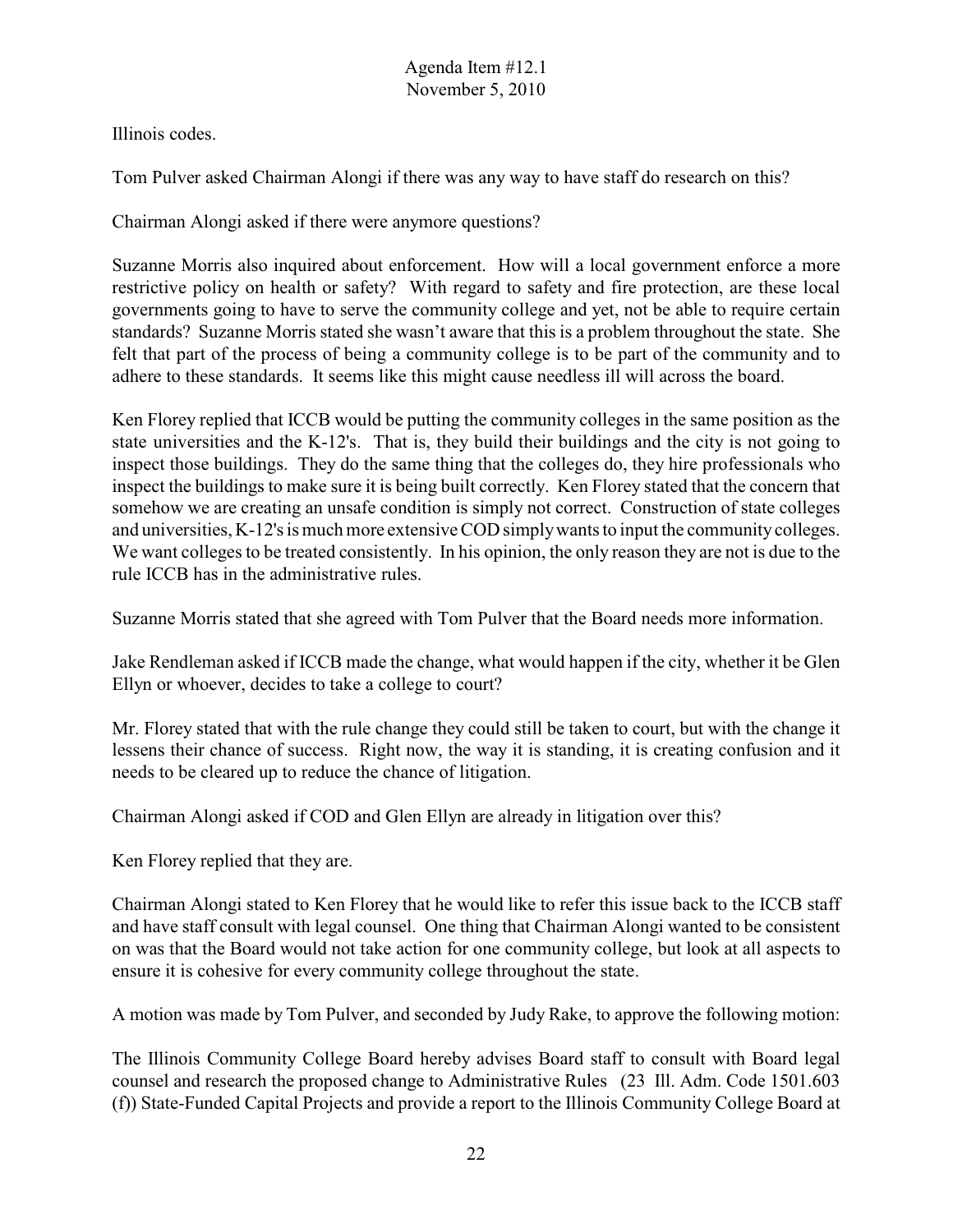Illinois codes.

Tom Pulver asked Chairman Alongi if there was any way to have staff do research on this?

Chairman Alongi asked if there were anymore questions?

Suzanne Morris also inquired about enforcement. How will a local government enforce a more restrictive policy on health or safety? With regard to safety and fire protection, are these local governments going to have to serve the community college and yet, not be able to require certain standards? Suzanne Morris stated she wasn't aware that this is a problem throughout the state. She felt that part of the process of being a community college is to be part of the community and to adhere to these standards. It seems like this might cause needless ill will across the board.

Ken Florey replied that ICCB would be putting the community colleges in the same position as the state universities and the K-12's. That is, they build their buildings and the city is not going to inspect those buildings. They do the same thing that the colleges do, they hire professionals who inspect the buildings to make sure it is being built correctly. Ken Florey stated that the concern that somehow we are creating an unsafe condition is simply not correct. Construction of state colleges and universities, K-12's is much more extensive COD simply wants to input the community colleges. We want colleges to be treated consistently. In his opinion, the only reason they are not is due to the rule ICCB has in the administrative rules.

Suzanne Morris stated that she agreed with Tom Pulver that the Board needs more information.

Jake Rendleman asked if ICCB made the change, what would happen if the city, whether it be Glen Ellyn or whoever, decides to take a college to court?

Mr. Florey stated that with the rule change they could still be taken to court, but with the change it lessens their chance of success. Right now, the way it is standing, it is creating confusion and it needs to be cleared up to reduce the chance of litigation.

Chairman Alongi asked if COD and Glen Ellyn are already in litigation over this?

Ken Florey replied that they are.

Chairman Alongi stated to Ken Florey that he would like to refer this issue back to the ICCB staff and have staff consult with legal counsel. One thing that Chairman Alongi wanted to be consistent on was that the Board would not take action for one community college, but look at all aspects to ensure it is cohesive for every community college throughout the state.

A motion was made by Tom Pulver, and seconded by Judy Rake, to approve the following motion:

The Illinois Community College Board hereby advises Board staff to consult with Board legal counsel and research the proposed change to Administrative Rules (23 Ill. Adm. Code 1501.603 (f)) State-Funded Capital Projects and provide a report to the Illinois Community College Board at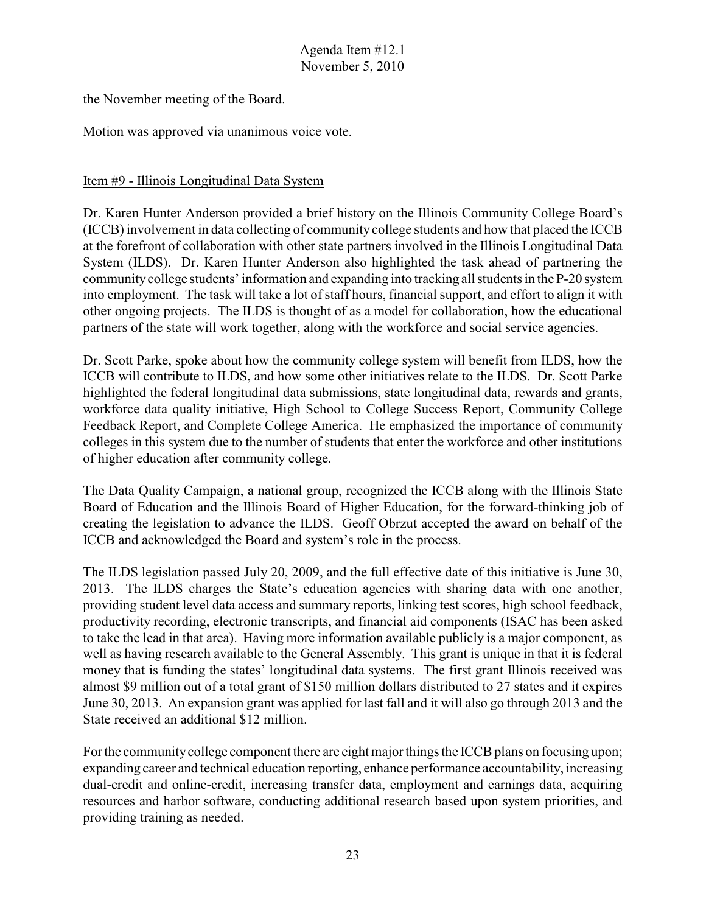the November meeting of the Board.

Motion was approved via unanimous voice vote.

Item #9 - Illinois Longitudinal Data System

Dr. Karen Hunter Anderson provided a brief history on the Illinois Community College Board's (ICCB) involvement in data collecting of community college students and how that placed the ICCB at the forefront of collaboration with other state partners involved in the Illinois Longitudinal Data System (ILDS). Dr. Karen Hunter Anderson also highlighted the task ahead of partnering the community college students' information and expanding into tracking all students in the P-20 system into employment. The task will take a lot of staff hours, financial support, and effort to align it with other ongoing projects. The ILDS is thought of as a model for collaboration, how the educational partners of the state will work together, along with the workforce and social service agencies.

Dr. Scott Parke, spoke about how the community college system will benefit from ILDS, how the ICCB will contribute to ILDS, and how some other initiatives relate to the ILDS. Dr. Scott Parke highlighted the federal longitudinal data submissions, state longitudinal data, rewards and grants, workforce data quality initiative, High School to College Success Report, Community College Feedback Report, and Complete College America. He emphasized the importance of community colleges in this system due to the number of students that enter the workforce and other institutions of higher education after community college.

The Data Quality Campaign, a national group, recognized the ICCB along with the Illinois State Board of Education and the Illinois Board of Higher Education, for the forward-thinking job of creating the legislation to advance the ILDS. Geoff Obrzut accepted the award on behalf of the ICCB and acknowledged the Board and system's role in the process.

The ILDS legislation passed July 20, 2009, and the full effective date of this initiative is June 30, 2013. The ILDS charges the State's education agencies with sharing data with one another, providing student level data access and summary reports, linking test scores, high school feedback, productivity recording, electronic transcripts, and financial aid components (ISAC has been asked to take the lead in that area). Having more information available publicly is a major component, as well as having research available to the General Assembly. This grant is unique in that it is federal money that is funding the states' longitudinal data systems. The first grant Illinois received was almost $9 million out of a total grant of $150 million dollars distributed to 27 states and it expires June 30, 2013. An expansion grant was applied for last fall and it will also go through 2013 and the State received an additional $12 million.

For the community college component there are eight major things the ICCB plans on focusing upon; expanding career and technical education reporting, enhance performance accountability, increasing dual-credit and online-credit, increasing transfer data, employment and earnings data, acquiring resources and harbor software, conducting additional research based upon system priorities, and providing training as needed.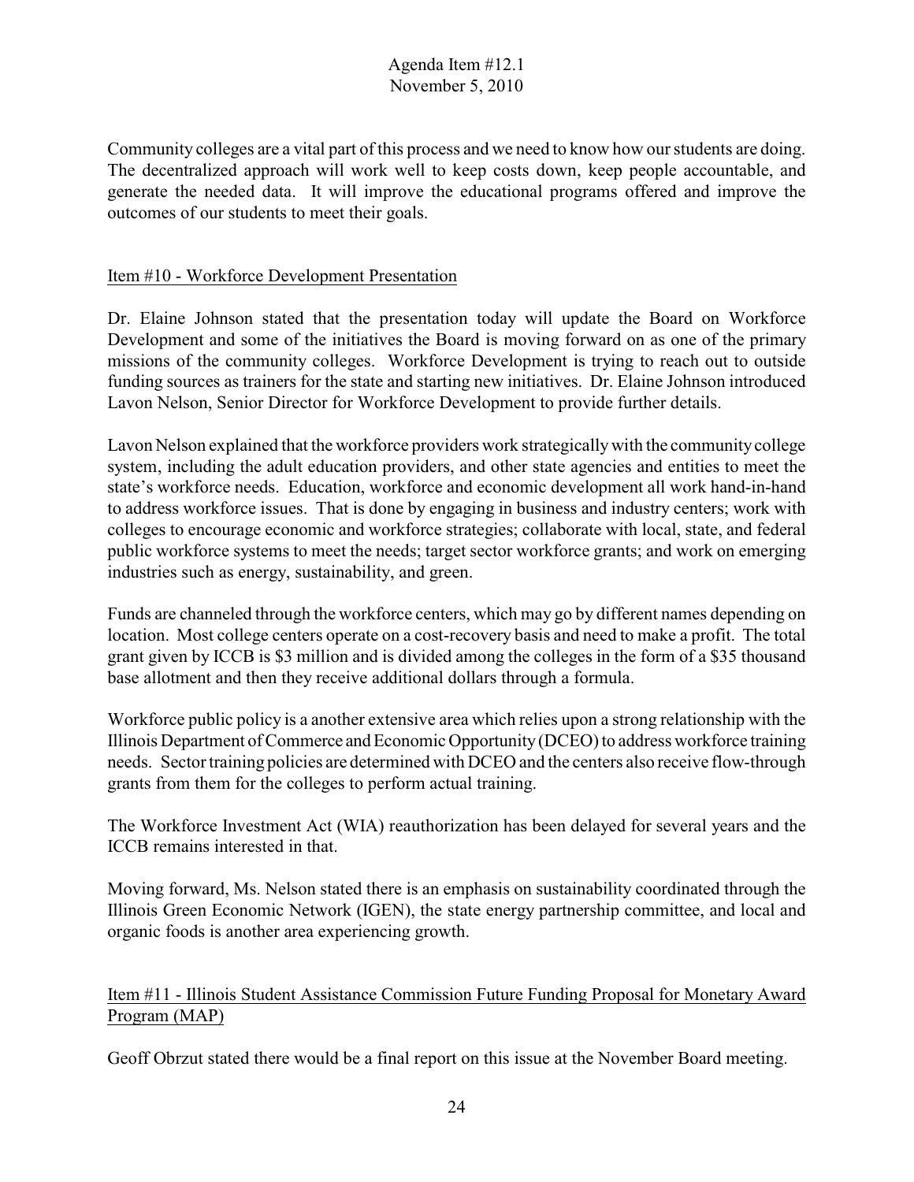Community colleges are a vital part of this process and we need to know how our students are doing. The decentralized approach will work well to keep costs down, keep people accountable, and generate the needed data. It will improve the educational programs offered and improve the outcomes of our students to meet their goals.

## Item #10 - Workforce Development Presentation

Dr. Elaine Johnson stated that the presentation today will update the Board on Workforce Development and some of the initiatives the Board is moving forward on as one of the primary missions of the community colleges. Workforce Development is trying to reach out to outside funding sources as trainers for the state and starting new initiatives. Dr. Elaine Johnson introduced Lavon Nelson, Senior Director for Workforce Development to provide further details.

Lavon Nelson explained that the workforce providers work strategically with the community college system, including the adult education providers, and other state agencies and entities to meet the state's workforce needs. Education, workforce and economic development all work hand-in-hand to address workforce issues. That is done by engaging in business and industry centers; work with colleges to encourage economic and workforce strategies; collaborate with local, state, and federal public workforce systems to meet the needs; target sector workforce grants; and work on emerging industries such as energy, sustainability, and green.

Funds are channeled through the workforce centers, which may go by different names depending on location. Most college centers operate on a cost-recovery basis and need to make a profit. The total grant given by ICCB is $3 million and is divided among the colleges in the form of a $35 thousand base allotment and then they receive additional dollars through a formula.

Workforce public policy is a another extensive area which relies upon a strong relationship with the Illinois Department of Commerce and Economic Opportunity (DCEO) to address workforce training needs. Sector training policies are determined with DCEO and the centers also receive flow-through grants from them for the colleges to perform actual training.

The Workforce Investment Act (WIA) reauthorization has been delayed for several years and the ICCB remains interested in that.

Moving forward, Ms. Nelson stated there is an emphasis on sustainability coordinated through the Illinois Green Economic Network (IGEN), the state energy partnership committee, and local and organic foods is another area experiencing growth.

## Item #11 - Illinois Student Assistance Commission Future Funding Proposal for Monetary Award Program (MAP)

Geoff Obrzut stated there would be a final report on this issue at the November Board meeting.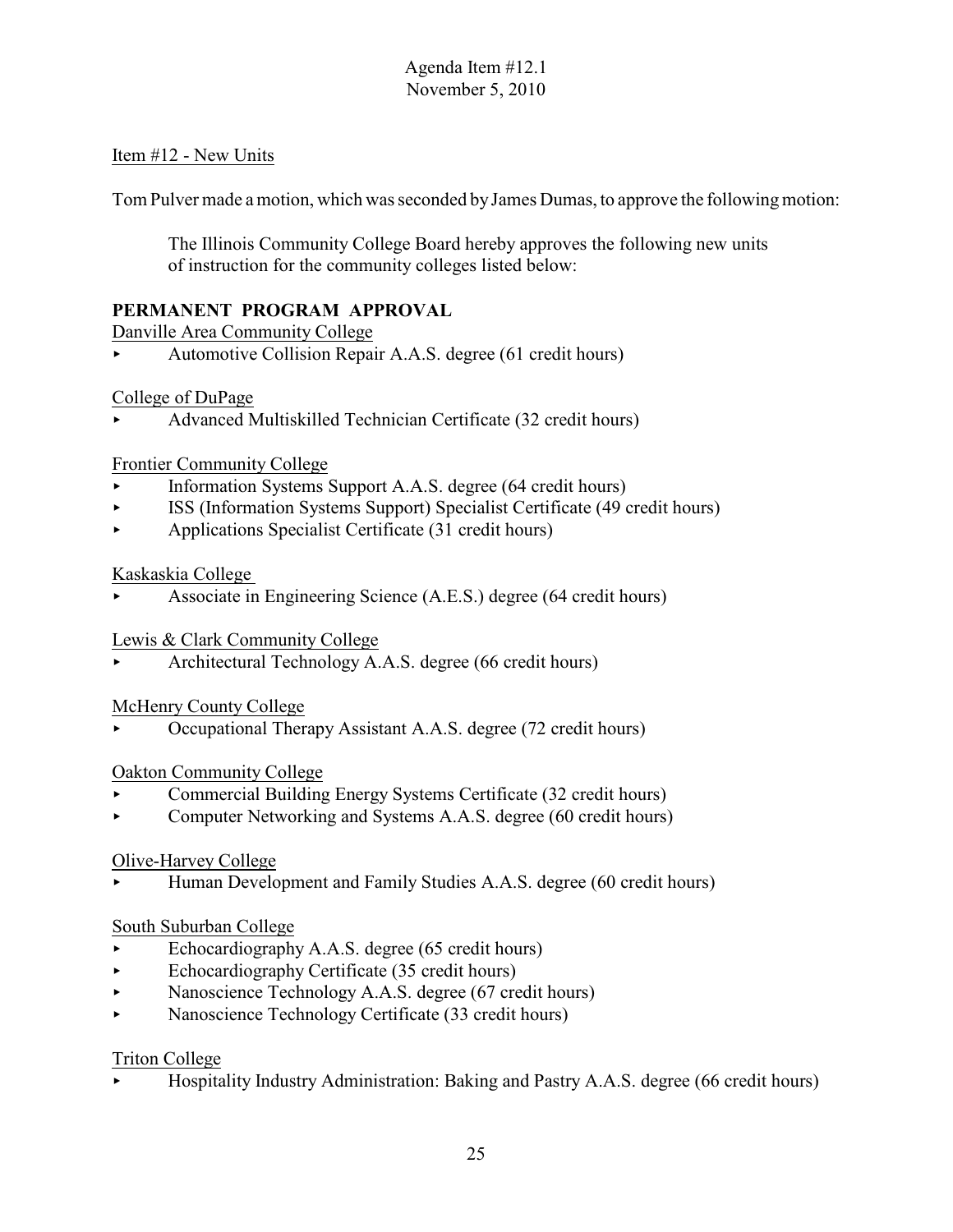Agenda Item #12.1
November 5, 2010

Item #12 - New Units

Tom Pulver made a motion, which was seconded by James Dumas, to approve the following motion:

> The Illinois Community College Board hereby approves the following new units of instruction for the community colleges listed below:

**PERMANENT PROGRAM APPROVAL**

Danville Area Community College

- Automotive Collision Repair A.A.S. degree (61 credit hours)

College of DuPage

- Advanced Multiskilled Technician Certificate (32 credit hours)

Frontier Community College

- Information Systems Support A.A.S. degree (64 credit hours)
- ISS (Information Systems Support) Specialist Certificate (49 credit hours)
- Applications Specialist Certificate (31 credit hours)

Kaskaskia College

- Associate in Engineering Science (A.E.S.) degree (64 credit hours)

Lewis & Clark Community College

- Architectural Technology A.A.S. degree (66 credit hours)

McHenry County College

- Occupational Therapy Assistant A.A.S. degree (72 credit hours)

Oakton Community College

- Commercial Building Energy Systems Certificate (32 credit hours)
- Computer Networking and Systems A.A.S. degree (60 credit hours)

Olive-Harvey College

- Human Development and Family Studies A.A.S. degree (60 credit hours)

South Suburban College

- Echocardiography A.A.S. degree (65 credit hours)
- Echocardiography Certificate (35 credit hours)
- Nanoscience Technology A.A.S. degree (67 credit hours)
- Nanoscience Technology Certificate (33 credit hours)

Triton College

- Hospitality Industry Administration: Baking and Pastry A.A.S. degree (66 credit hours)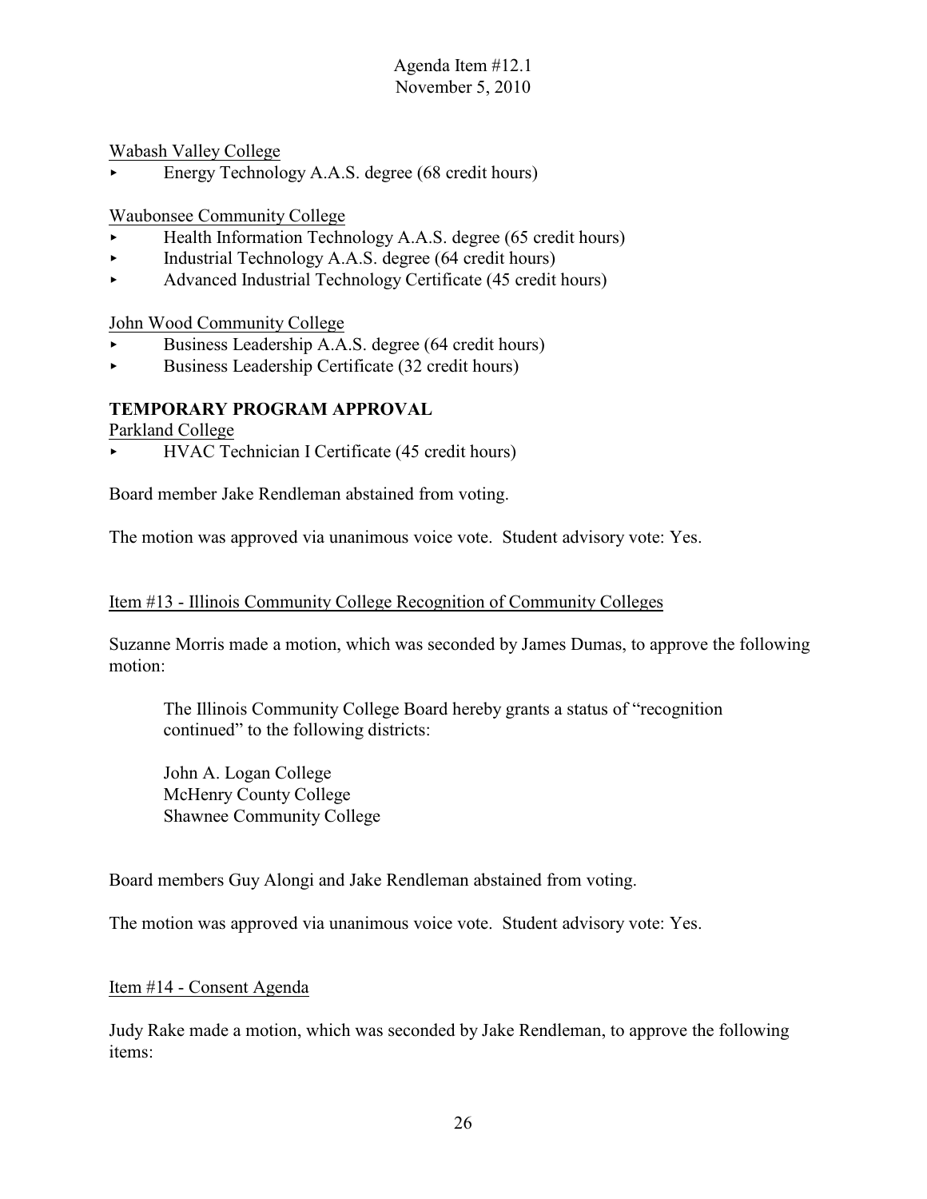Wabash Valley College

- Energy Technology A.A.S. degree (68 credit hours)

Waubonsee Community College

- Health Information Technology A.A.S. degree (65 credit hours)
- Industrial Technology A.A.S. degree (64 credit hours)
- Advanced Industrial Technology Certificate (45 credit hours)

John Wood Community College

- Business Leadership A.A.S. degree (64 credit hours)
- Business Leadership Certificate (32 credit hours)

**TEMPORARY PROGRAM APPROVAL**

Parkland College

- HVAC Technician I Certificate (45 credit hours)

Board member Jake Rendleman abstained from voting.

The motion was approved via unanimous voice vote. Student advisory vote: Yes.

Item #13 - Illinois Community College Recognition of Community Colleges

Suzanne Morris made a motion, which was seconded by James Dumas, to approve the following motion:

> The Illinois Community College Board hereby grants a status of "recognition continued" to the following districts:
>
> John A. Logan College
> McHenry County College
> Shawnee Community College

Board members Guy Alongi and Jake Rendleman abstained from voting.

The motion was approved via unanimous voice vote. Student advisory vote: Yes.

Item #14 - Consent Agenda

Judy Rake made a motion, which was seconded by Jake Rendleman, to approve the following items: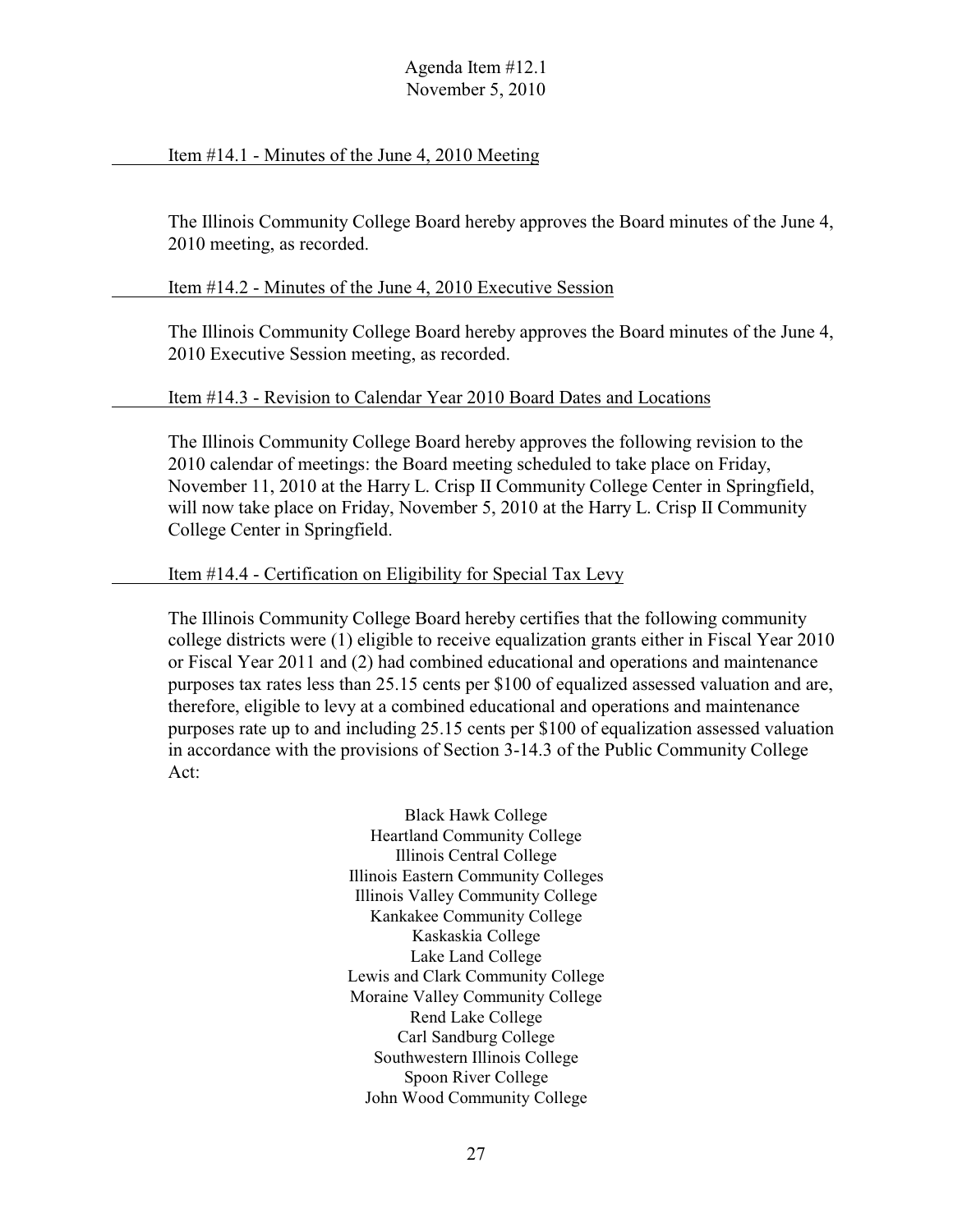Agenda Item #12.1
November 5, 2010

Item #14.1 - Minutes of the June 4, 2010 Meeting

The Illinois Community College Board hereby approves the Board minutes of the June 4, 2010 meeting, as recorded.

Item #14.2 - Minutes of the June 4, 2010 Executive Session

The Illinois Community College Board hereby approves the Board minutes of the June 4, 2010 Executive Session meeting, as recorded.

Item #14.3 - Revision to Calendar Year 2010 Board Dates and Locations

The Illinois Community College Board hereby approves the following revision to the 2010 calendar of meetings: the Board meeting scheduled to take place on Friday, November 11, 2010 at the Harry L. Crisp II Community College Center in Springfield, will now take place on Friday, November 5, 2010 at the Harry L. Crisp II Community College Center in Springfield.

Item #14.4 - Certification on Eligibility for Special Tax Levy

The Illinois Community College Board hereby certifies that the following community college districts were (1) eligible to receive equalization grants either in Fiscal Year 2010 or Fiscal Year 2011 and (2) had combined educational and operations and maintenance purposes tax rates less than 25.15 cents per $100 of equalized assessed valuation and are, therefore, eligible to levy at a combined educational and operations and maintenance purposes rate up to and including 25.15 cents per $100 of equalization assessed valuation in accordance with the provisions of Section 3-14.3 of the Public Community College Act:

Black Hawk College
Heartland Community College
Illinois Central College
Illinois Eastern Community Colleges
Illinois Valley Community College
Kankakee Community College
Kaskaskia College
Lake Land College
Lewis and Clark Community College
Moraine Valley Community College
Rend Lake College
Carl Sandburg College
Southwestern Illinois College
Spoon River College
John Wood Community College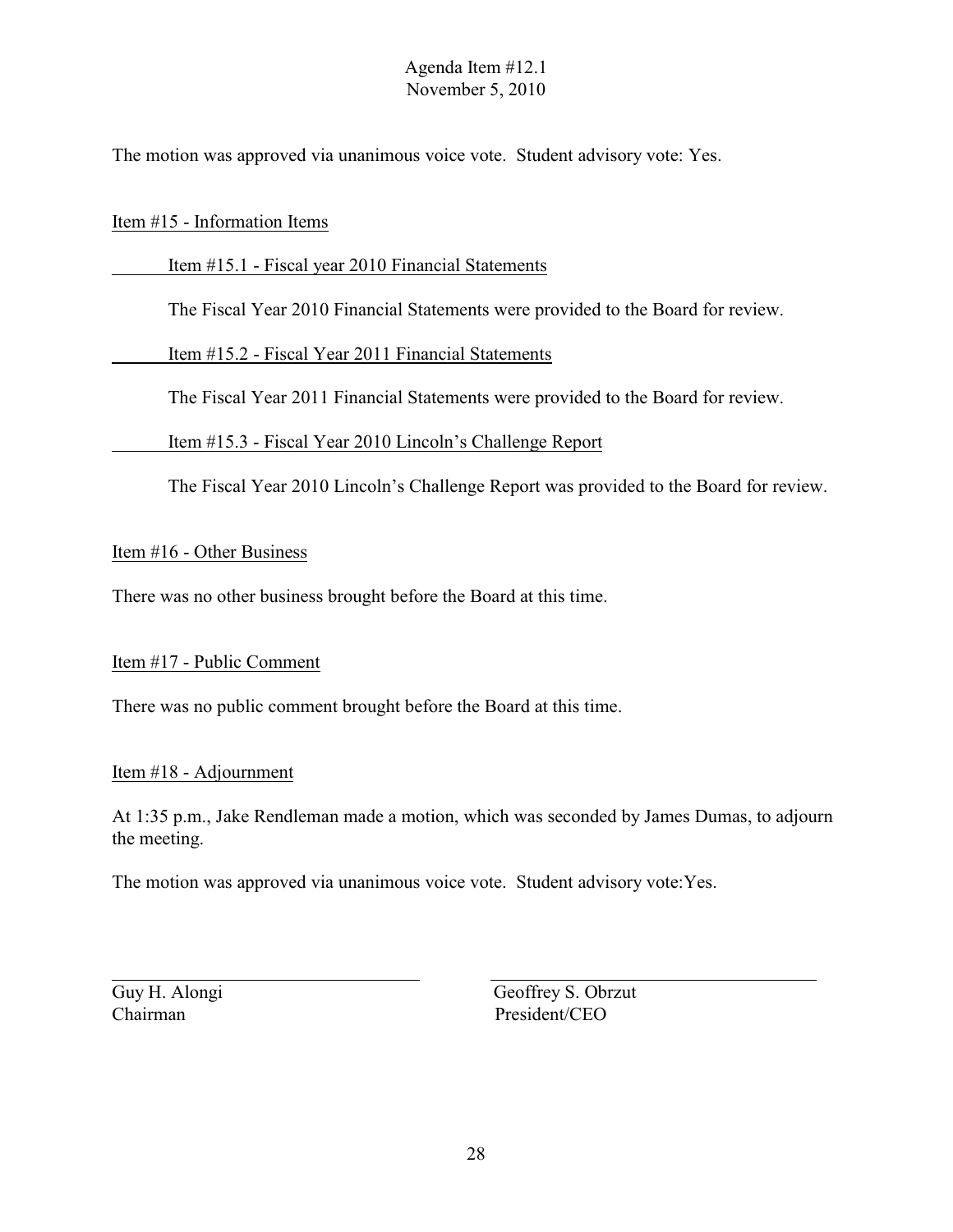The motion was approved via unanimous voice vote. Student advisory vote: Yes.

Item #15 - Information Items

Item #15.1 - Fiscal year 2010 Financial Statements

The Fiscal Year 2010 Financial Statements were provided to the Board for review.

Item #15.2 - Fiscal Year 2011 Financial Statements

The Fiscal Year 2011 Financial Statements were provided to the Board for review.

Item #15.3 - Fiscal Year 2010 Lincoln's Challenge Report

The Fiscal Year 2010 Lincoln's Challenge Report was provided to the Board for review.

Item #16 - Other Business

There was no other business brought before the Board at this time.

Item #17 - Public Comment

There was no public comment brought before the Board at this time.

Item #18 - Adjournment

At 1:35 p.m., Jake Rendleman made a motion, which was seconded by James Dumas, to adjourn the meeting.

The motion was approved via unanimous voice vote. Student advisory vote:Yes.

Guy H. Alongi
Chairman

Geoffrey S. Obrzut
President/CEO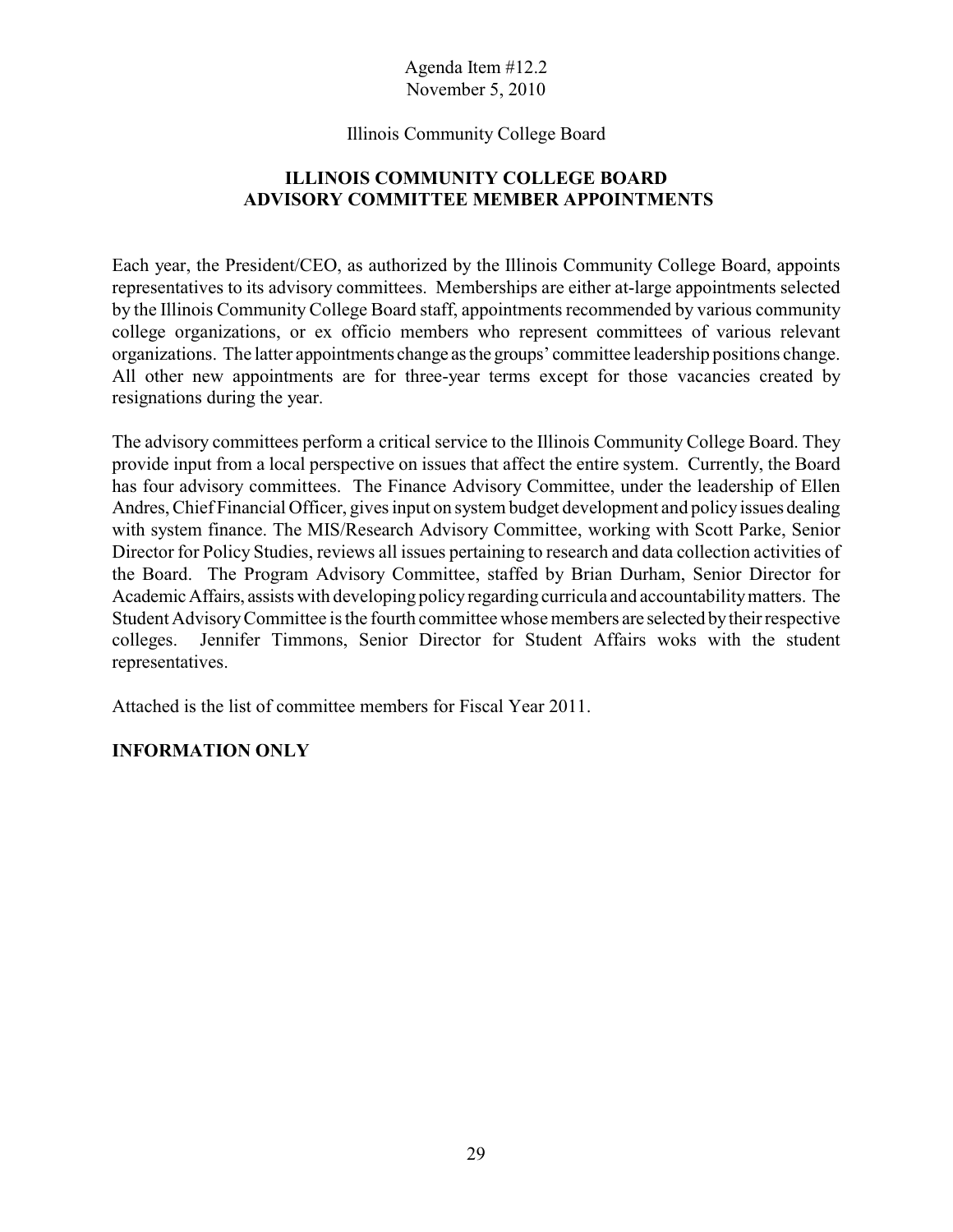Agenda Item #12.2
November 5, 2010

Illinois Community College Board

## ILLINOIS COMMUNITY COLLEGE BOARD
## ADVISORY COMMITTEE MEMBER APPOINTMENTS

Each year, the President/CEO, as authorized by the Illinois Community College Board, appoints representatives to its advisory committees. Memberships are either at-large appointments selected by the Illinois Community College Board staff, appointments recommended by various community college organizations, or ex officio members who represent committees of various relevant organizations. The latter appointments change as the groups' committee leadership positions change. All other new appointments are for three-year terms except for those vacancies created by resignations during the year.

The advisory committees perform a critical service to the Illinois Community College Board. They provide input from a local perspective on issues that affect the entire system. Currently, the Board has four advisory committees. The Finance Advisory Committee, under the leadership of Ellen Andres, Chief Financial Officer, gives input on system budget development and policy issues dealing with system finance. The MIS/Research Advisory Committee, working with Scott Parke, Senior Director for Policy Studies, reviews all issues pertaining to research and data collection activities of the Board. The Program Advisory Committee, staffed by Brian Durham, Senior Director for Academic Affairs, assists with developing policy regarding curricula and accountability matters. The Student Advisory Committee is the fourth committee whose members are selected by their respective colleges. Jennifer Timmons, Senior Director for Student Affairs woks with the student representatives.

Attached is the list of committee members for Fiscal Year 2011.

**INFORMATION ONLY**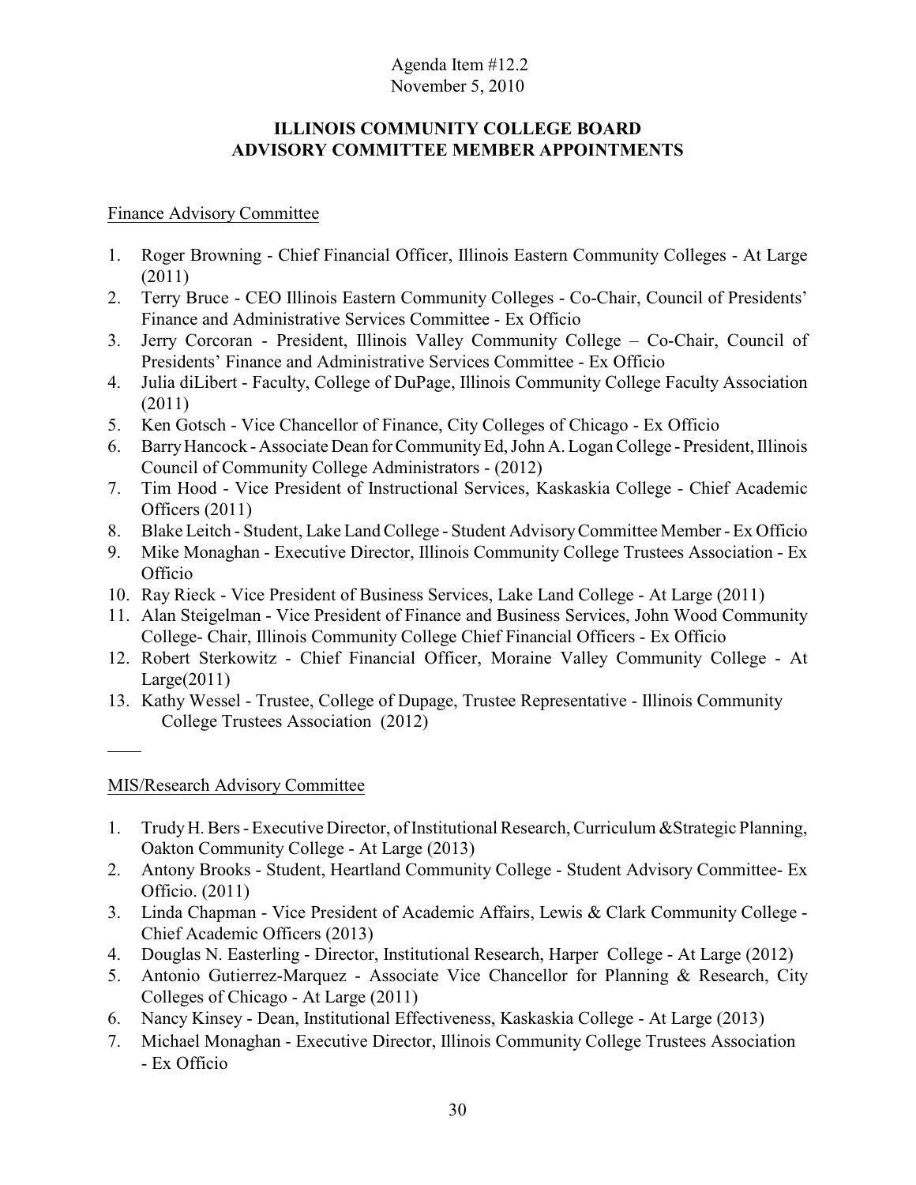Agenda Item #12.2
November 5, 2010

**ILLINOIS COMMUNITY COLLEGE BOARD**
**ADVISORY COMMITTEE MEMBER APPOINTMENTS**

Finance Advisory Committee

1. Roger Browning - Chief Financial Officer, Illinois Eastern Community Colleges - At Large (2011)
2. Terry Bruce - CEO Illinois Eastern Community Colleges - Co-Chair, Council of Presidents' Finance and Administrative Services Committee - Ex Officio
3. Jerry Corcoran - President, Illinois Valley Community College – Co-Chair, Council of Presidents' Finance and Administrative Services Committee - Ex Officio
4. Julia diLibert - Faculty, College of DuPage, Illinois Community College Faculty Association (2011)
5. Ken Gotsch - Vice Chancellor of Finance, City Colleges of Chicago - Ex Officio
6. Barry Hancock - Associate Dean for Community Ed, John A. Logan College - President, Illinois Council of Community College Administrators - (2012)
7. Tim Hood - Vice President of Instructional Services, Kaskaskia College - Chief Academic Officers (2011)
8. Blake Leitch - Student, Lake Land College - Student Advisory Committee Member - Ex Officio
9. Mike Monaghan - Executive Director, Illinois Community College Trustees Association - Ex Officio
10. Ray Rieck - Vice President of Business Services, Lake Land College - At Large (2011)
11. Alan Steigelman - Vice President of Finance and Business Services, John Wood Community College- Chair, Illinois Community College Chief Financial Officers - Ex Officio
12. Robert Sterkowitz - Chief Financial Officer, Moraine Valley Community College - At Large(2011)
13. Kathy Wessel - Trustee, College of Dupage, Trustee Representative - Illinois Community College Trustees Association (2012)

MIS/Research Advisory Committee

1. Trudy H. Bers - Executive Director, of Institutional Research, Curriculum &Strategic Planning, Oakton Community College - At Large (2013)
2. Antony Brooks - Student, Heartland Community College - Student Advisory Committee- Ex Officio. (2011)
3. Linda Chapman - Vice President of Academic Affairs, Lewis & Clark Community College - Chief Academic Officers (2013)
4. Douglas N. Easterling - Director, Institutional Research, Harper College - At Large (2012)
5. Antonio Gutierrez-Marquez - Associate Vice Chancellor for Planning & Research, City Colleges of Chicago - At Large (2011)
6. Nancy Kinsey - Dean, Institutional Effectiveness, Kaskaskia College - At Large (2013)
7. Michael Monaghan - Executive Director, Illinois Community College Trustees Association - Ex Officio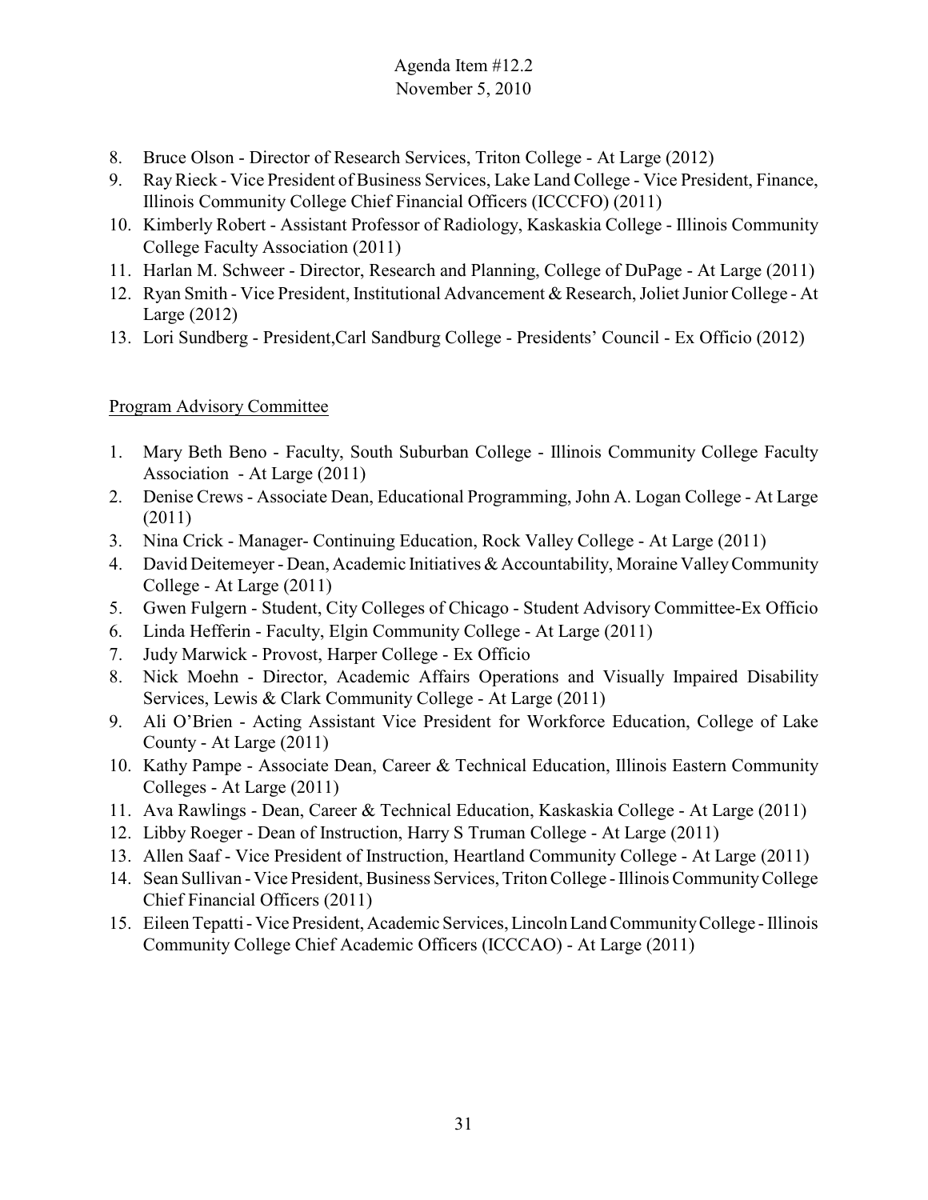8. Bruce Olson - Director of Research Services, Triton College - At Large (2012)
9. Ray Rieck - Vice President of Business Services, Lake Land College - Vice President, Finance, Illinois Community College Chief Financial Officers (ICCCFO) (2011)
10. Kimberly Robert - Assistant Professor of Radiology, Kaskaskia College - Illinois Community College Faculty Association (2011)
11. Harlan M. Schweer - Director, Research and Planning, College of DuPage - At Large (2011)
12. Ryan Smith - Vice President, Institutional Advancement & Research, Joliet Junior College - At Large (2012)
13. Lori Sundberg - President,Carl Sandburg College - Presidents' Council - Ex Officio (2012)

<u>Program Advisory Committee</u>

1. Mary Beth Beno - Faculty, South Suburban College - Illinois Community College Faculty Association - At Large (2011)
2. Denise Crews - Associate Dean, Educational Programming, John A. Logan College - At Large (2011)
3. Nina Crick - Manager- Continuing Education, Rock Valley College - At Large (2011)
4. David Deitemeyer - Dean, Academic Initiatives & Accountability, Moraine Valley Community College - At Large (2011)
5. Gwen Fulgern - Student, City Colleges of Chicago - Student Advisory Committee-Ex Officio
6. Linda Hefferin - Faculty, Elgin Community College - At Large (2011)
7. Judy Marwick - Provost, Harper College - Ex Officio
8. Nick Moehn - Director, Academic Affairs Operations and Visually Impaired Disability Services, Lewis & Clark Community College - At Large (2011)
9. Ali O'Brien - Acting Assistant Vice President for Workforce Education, College of Lake County - At Large (2011)
10. Kathy Pampe - Associate Dean, Career & Technical Education, Illinois Eastern Community Colleges - At Large (2011)
11. Ava Rawlings - Dean, Career & Technical Education, Kaskaskia College - At Large (2011)
12. Libby Roeger - Dean of Instruction, Harry S Truman College - At Large (2011)
13. Allen Saaf - Vice President of Instruction, Heartland Community College - At Large (2011)
14. Sean Sullivan - Vice President, Business Services, Triton College - Illinois Community College Chief Financial Officers (2011)
15. Eileen Tepatti - Vice President, Academic Services, Lincoln Land Community College - Illinois Community College Chief Academic Officers (ICCCAO) - At Large (2011)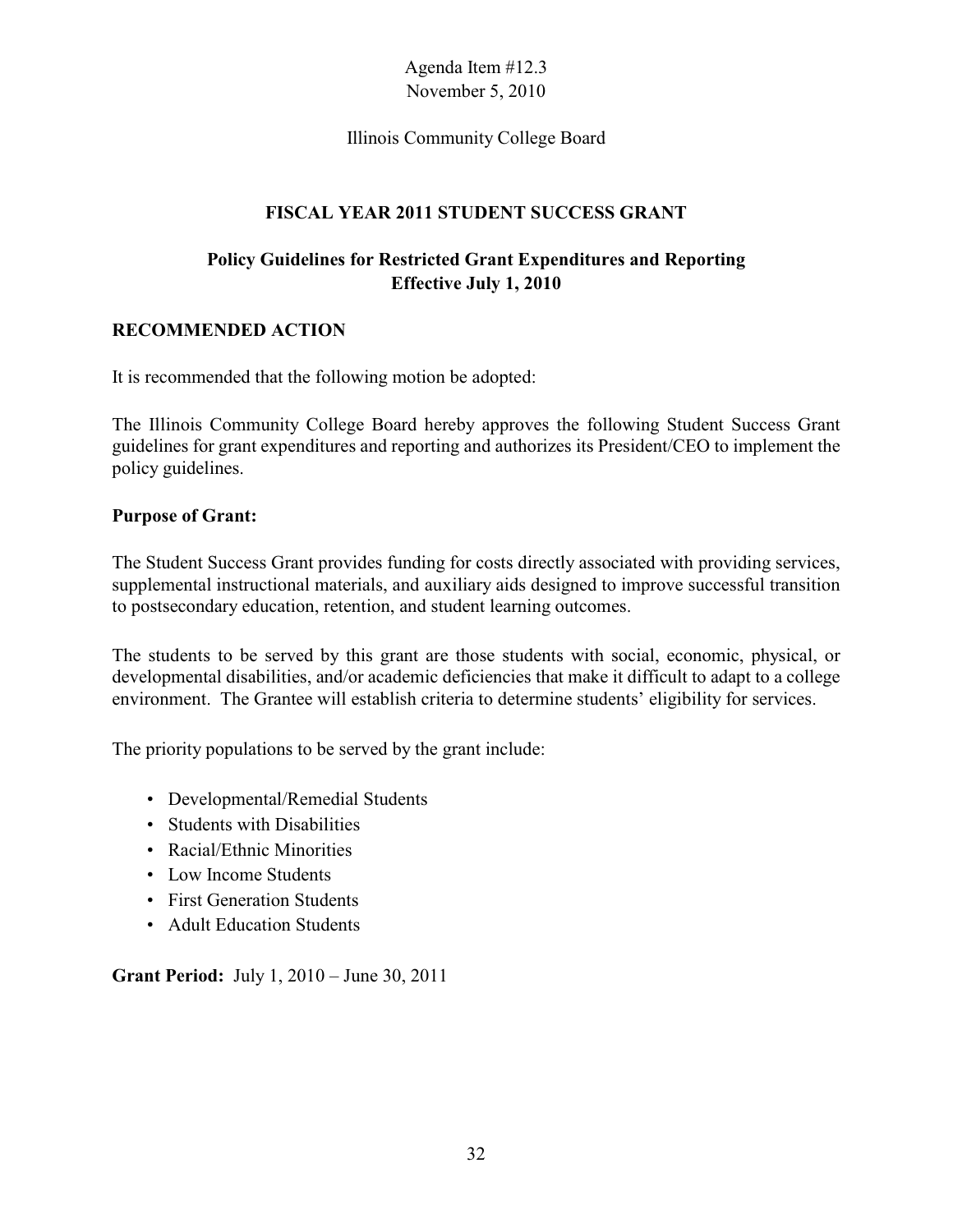Agenda Item #12.3
November 5, 2010

Illinois Community College Board

## FISCAL YEAR 2011 STUDENT SUCCESS GRANT

### Policy Guidelines for Restricted Grant Expenditures and Reporting Effective July 1, 2010

**RECOMMENDED ACTION**

It is recommended that the following motion be adopted:

The Illinois Community College Board hereby approves the following Student Success Grant guidelines for grant expenditures and reporting and authorizes its President/CEO to implement the policy guidelines.

**Purpose of Grant:**

The Student Success Grant provides funding for costs directly associated with providing services, supplemental instructional materials, and auxiliary aids designed to improve successful transition to postsecondary education, retention, and student learning outcomes.

The students to be served by this grant are those students with social, economic, physical, or developmental disabilities, and/or academic deficiencies that make it difficult to adapt to a college environment. The Grantee will establish criteria to determine students' eligibility for services.

The priority populations to be served by the grant include:

- Developmental/Remedial Students
- Students with Disabilities
- Racial/Ethnic Minorities
- Low Income Students
- First Generation Students
- Adult Education Students

**Grant Period:** July 1, 2010 – June 30, 2011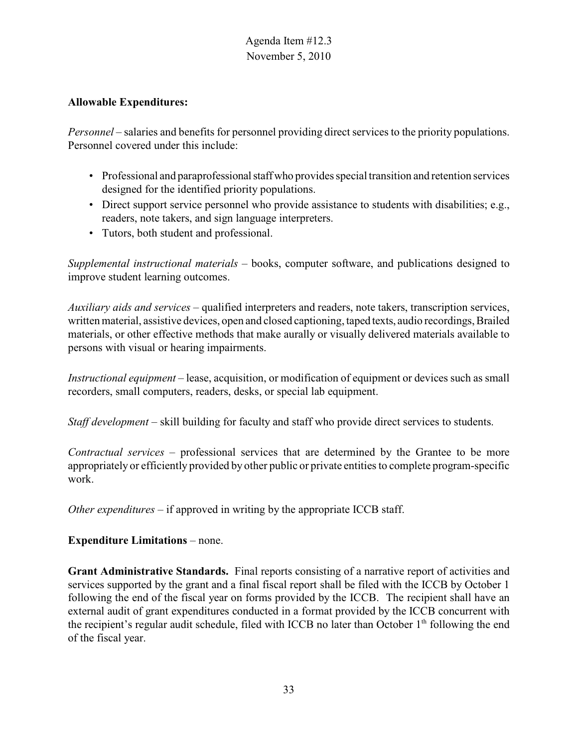**Allowable Expenditures:**

*Personnel* – salaries and benefits for personnel providing direct services to the priority populations. Personnel covered under this include:

- Professional and paraprofessional staff who provides special transition and retention services designed for the identified priority populations.
- Direct support service personnel who provide assistance to students with disabilities; e.g., readers, note takers, and sign language interpreters.
- Tutors, both student and professional.

*Supplemental instructional materials* – books, computer software, and publications designed to improve student learning outcomes.

*Auxiliary aids and services* – qualified interpreters and readers, note takers, transcription services, written material, assistive devices, open and closed captioning, taped texts, audio recordings, Brailed materials, or other effective methods that make aurally or visually delivered materials available to persons with visual or hearing impairments.

*Instructional equipment* – lease, acquisition, or modification of equipment or devices such as small recorders, small computers, readers, desks, or special lab equipment.

*Staff development* – skill building for faculty and staff who provide direct services to students.

*Contractual services* – professional services that are determined by the Grantee to be more appropriately or efficiently provided by other public or private entities to complete program-specific work.

*Other expenditures* – if approved in writing by the appropriate ICCB staff.

**Expenditure Limitations** – none.

**Grant Administrative Standards.** Final reports consisting of a narrative report of activities and services supported by the grant and a final fiscal report shall be filed with the ICCB by October 1 following the end of the fiscal year on forms provided by the ICCB. The recipient shall have an external audit of grant expenditures conducted in a format provided by the ICCB concurrent with the recipient's regular audit schedule, filed with ICCB no later than October 1th following the end of the fiscal year.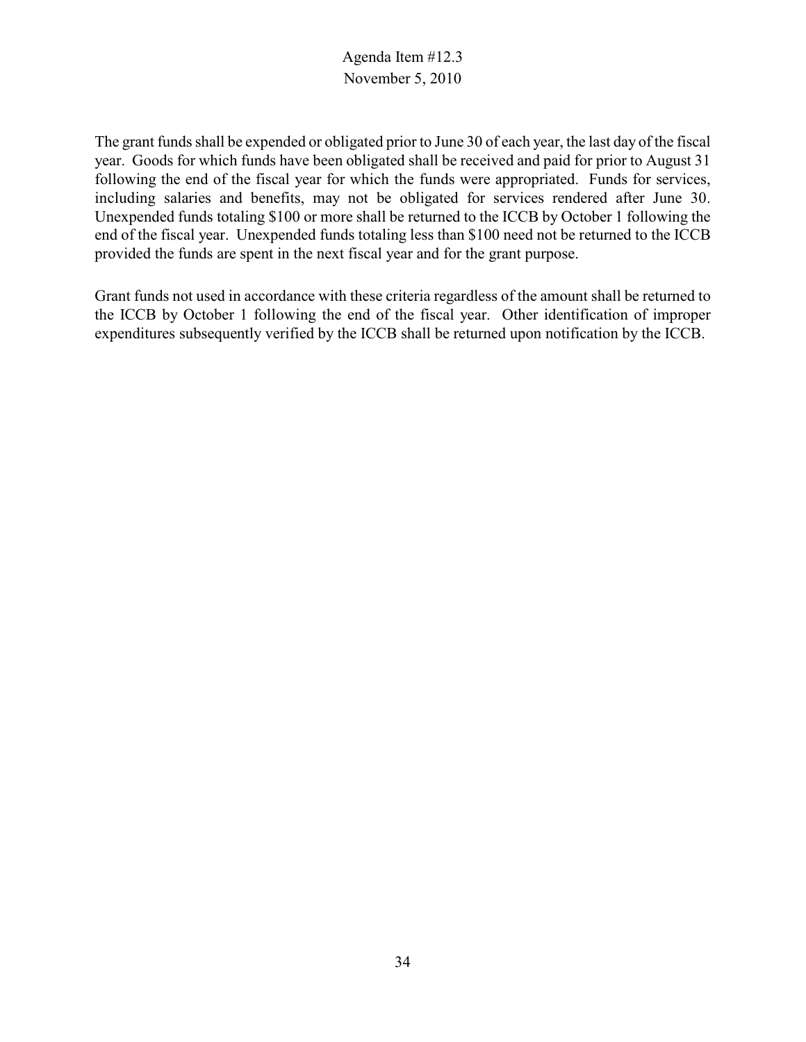The grant funds shall be expended or obligated prior to June 30 of each year, the last day of the fiscal year. Goods for which funds have been obligated shall be received and paid for prior to August 31 following the end of the fiscal year for which the funds were appropriated. Funds for services, including salaries and benefits, may not be obligated for services rendered after June 30. Unexpended funds totaling $100 or more shall be returned to the ICCB by October 1 following the end of the fiscal year. Unexpended funds totaling less than $100 need not be returned to the ICCB provided the funds are spent in the next fiscal year and for the grant purpose.

Grant funds not used in accordance with these criteria regardless of the amount shall be returned to the ICCB by October 1 following the end of the fiscal year. Other identification of improper expenditures subsequently verified by the ICCB shall be returned upon notification by the ICCB.